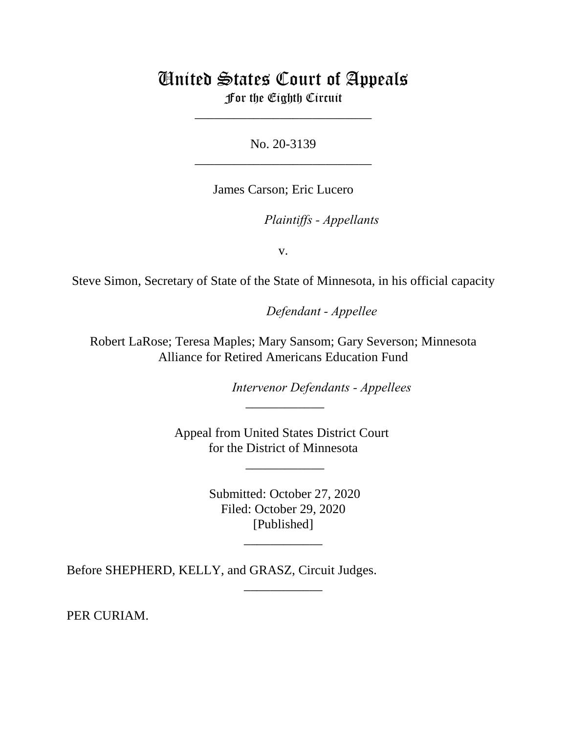# United States Court of Appeals
## For the Eighth Circuit

\_\_\_\_\_\_\_\_\_\_\_\_\_\_\_\_\_\_\_\_\_\_\_\_\_\_\_

No. 20-3139

\_\_\_\_\_\_\_\_\_\_\_\_\_\_\_\_\_\_\_\_\_\_\_\_\_\_\_

James Carson; Eric Lucero

*Plaintiffs - Appellants*

v.

Steve Simon, Secretary of State of the State of Minnesota, in his official capacity

*Defendant - Appellee*

Robert LaRose; Teresa Maples; Mary Sansom; Gary Severson; Minnesota Alliance for Retired Americans Education Fund

*Intervenor Defendants - Appellees*

\_\_\_\_\_\_\_\_\_\_\_\_

Appeal from United States District Court
for the District of Minnesota

\_\_\_\_\_\_\_\_\_\_\_\_

Submitted: October 27, 2020
Filed: October 29, 2020
[Published]

\_\_\_\_\_\_\_\_\_\_\_\_

Before SHEPHERD, KELLY, and GRASZ, Circuit Judges.

\_\_\_\_\_\_\_\_\_\_\_\_

PER CURIAM.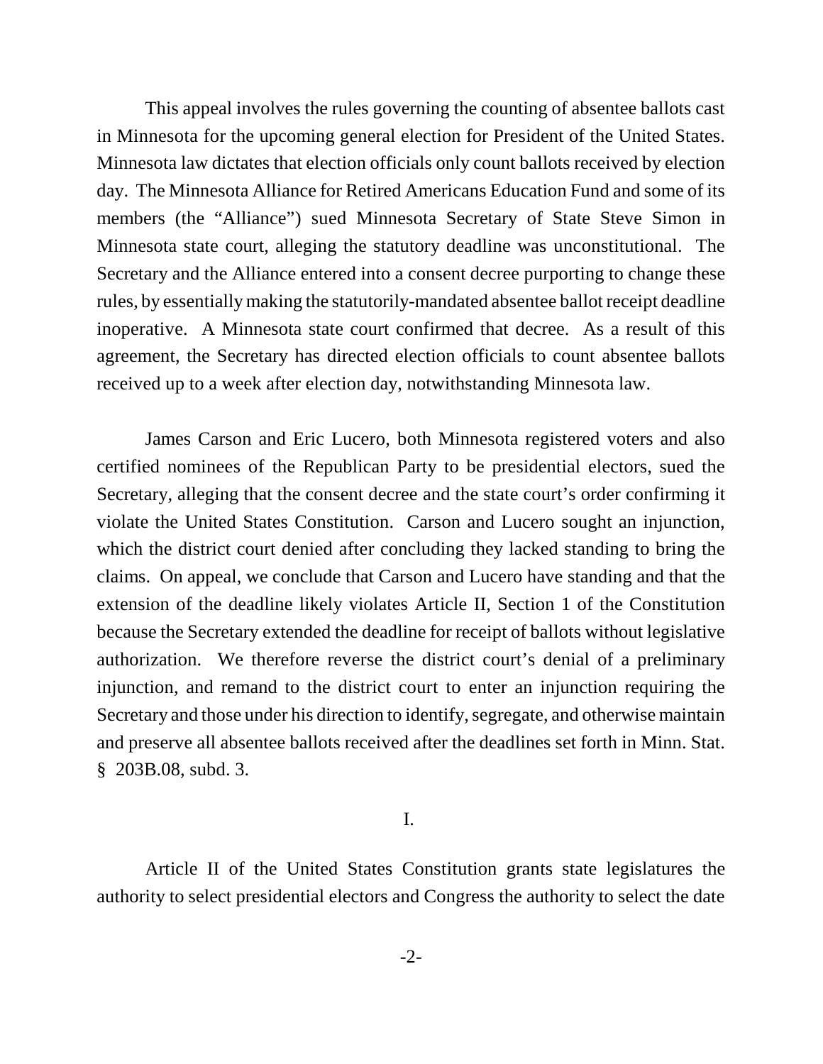This appeal involves the rules governing the counting of absentee ballots cast in Minnesota for the upcoming general election for President of the United States. Minnesota law dictates that election officials only count ballots received by election day. The Minnesota Alliance for Retired Americans Education Fund and some of its members (the "Alliance") sued Minnesota Secretary of State Steve Simon in Minnesota state court, alleging the statutory deadline was unconstitutional. The Secretary and the Alliance entered into a consent decree purporting to change these rules, by essentially making the statutorily-mandated absentee ballot receipt deadline inoperative. A Minnesota state court confirmed that decree. As a result of this agreement, the Secretary has directed election officials to count absentee ballots received up to a week after election day, notwithstanding Minnesota law.

James Carson and Eric Lucero, both Minnesota registered voters and also certified nominees of the Republican Party to be presidential electors, sued the Secretary, alleging that the consent decree and the state court's order confirming it violate the United States Constitution. Carson and Lucero sought an injunction, which the district court denied after concluding they lacked standing to bring the claims. On appeal, we conclude that Carson and Lucero have standing and that the extension of the deadline likely violates Article II, Section 1 of the Constitution because the Secretary extended the deadline for receipt of ballots without legislative authorization. We therefore reverse the district court's denial of a preliminary injunction, and remand to the district court to enter an injunction requiring the Secretary and those under his direction to identify, segregate, and otherwise maintain and preserve all absentee ballots received after the deadlines set forth in Minn. Stat. § 203B.08, subd. 3.

## I.

Article II of the United States Constitution grants state legislatures the authority to select presidential electors and Congress the authority to select the date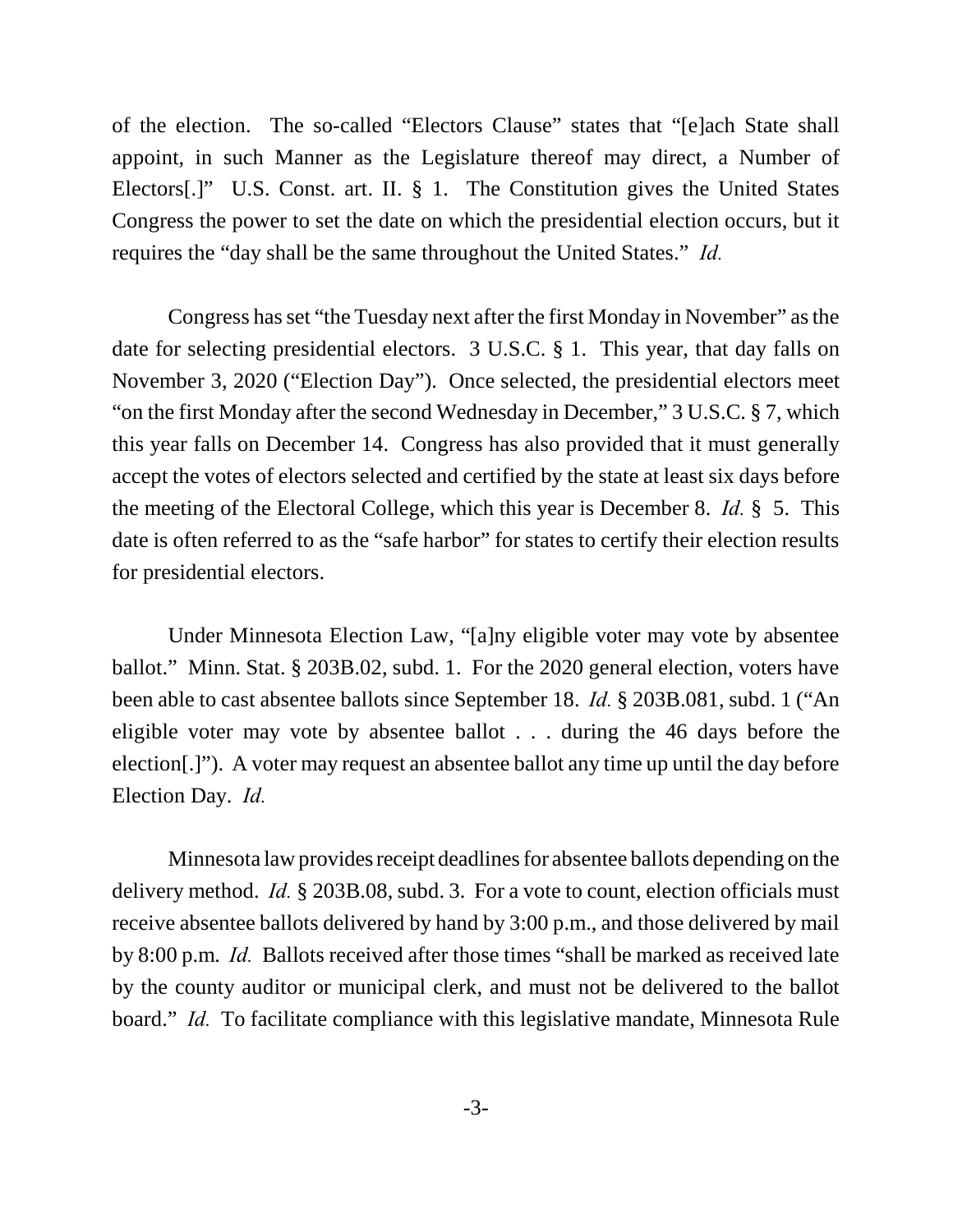of the election. The so-called "Electors Clause" states that "[e]ach State shall appoint, in such Manner as the Legislature thereof may direct, a Number of Electors[.]" U.S. Const. art. II. § 1. The Constitution gives the United States Congress the power to set the date on which the presidential election occurs, but it requires the "day shall be the same throughout the United States." *Id.*

Congress has set "the Tuesday next after the first Monday in November" as the date for selecting presidential electors. 3 U.S.C. § 1. This year, that day falls on November 3, 2020 ("Election Day"). Once selected, the presidential electors meet "on the first Monday after the second Wednesday in December," 3 U.S.C. § 7, which this year falls on December 14. Congress has also provided that it must generally accept the votes of electors selected and certified by the state at least six days before the meeting of the Electoral College, which this year is December 8. *Id.* § 5. This date is often referred to as the "safe harbor" for states to certify their election results for presidential electors.

Under Minnesota Election Law, "[a]ny eligible voter may vote by absentee ballot." Minn. Stat. § 203B.02, subd. 1. For the 2020 general election, voters have been able to cast absentee ballots since September 18. *Id.* § 203B.081, subd. 1 ("An eligible voter may vote by absentee ballot . . . during the 46 days before the election[.]"). A voter may request an absentee ballot any time up until the day before Election Day. *Id.*

Minnesota law provides receipt deadlines for absentee ballots depending on the delivery method. *Id.* § 203B.08, subd. 3. For a vote to count, election officials must receive absentee ballots delivered by hand by 3:00 p.m., and those delivered by mail by 8:00 p.m. *Id.* Ballots received after those times "shall be marked as received late by the county auditor or municipal clerk, and must not be delivered to the ballot board." *Id.* To facilitate compliance with this legislative mandate, Minnesota Rule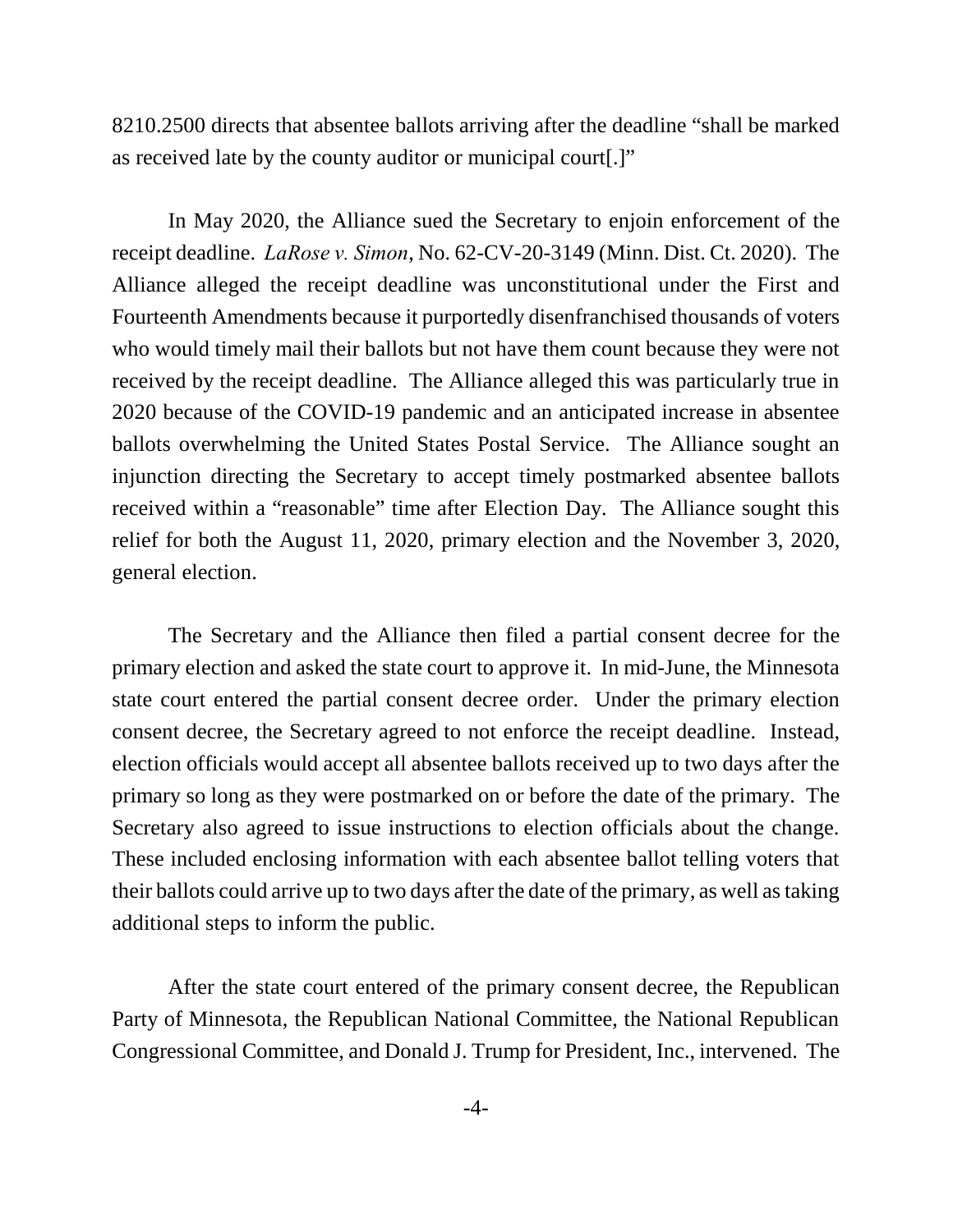8210.2500 directs that absentee ballots arriving after the deadline "shall be marked as received late by the county auditor or municipal court[.]"

In May 2020, the Alliance sued the Secretary to enjoin enforcement of the receipt deadline. *LaRose v. Simon*, No. 62-CV-20-3149 (Minn. Dist. Ct. 2020). The Alliance alleged the receipt deadline was unconstitutional under the First and Fourteenth Amendments because it purportedly disenfranchised thousands of voters who would timely mail their ballots but not have them count because they were not received by the receipt deadline. The Alliance alleged this was particularly true in 2020 because of the COVID-19 pandemic and an anticipated increase in absentee ballots overwhelming the United States Postal Service. The Alliance sought an injunction directing the Secretary to accept timely postmarked absentee ballots received within a "reasonable" time after Election Day. The Alliance sought this relief for both the August 11, 2020, primary election and the November 3, 2020, general election.

The Secretary and the Alliance then filed a partial consent decree for the primary election and asked the state court to approve it. In mid-June, the Minnesota state court entered the partial consent decree order. Under the primary election consent decree, the Secretary agreed to not enforce the receipt deadline. Instead, election officials would accept all absentee ballots received up to two days after the primary so long as they were postmarked on or before the date of the primary. The Secretary also agreed to issue instructions to election officials about the change. These included enclosing information with each absentee ballot telling voters that their ballots could arrive up to two days after the date of the primary, as well as taking additional steps to inform the public.

After the state court entered of the primary consent decree, the Republican Party of Minnesota, the Republican National Committee, the National Republican Congressional Committee, and Donald J. Trump for President, Inc., intervened. The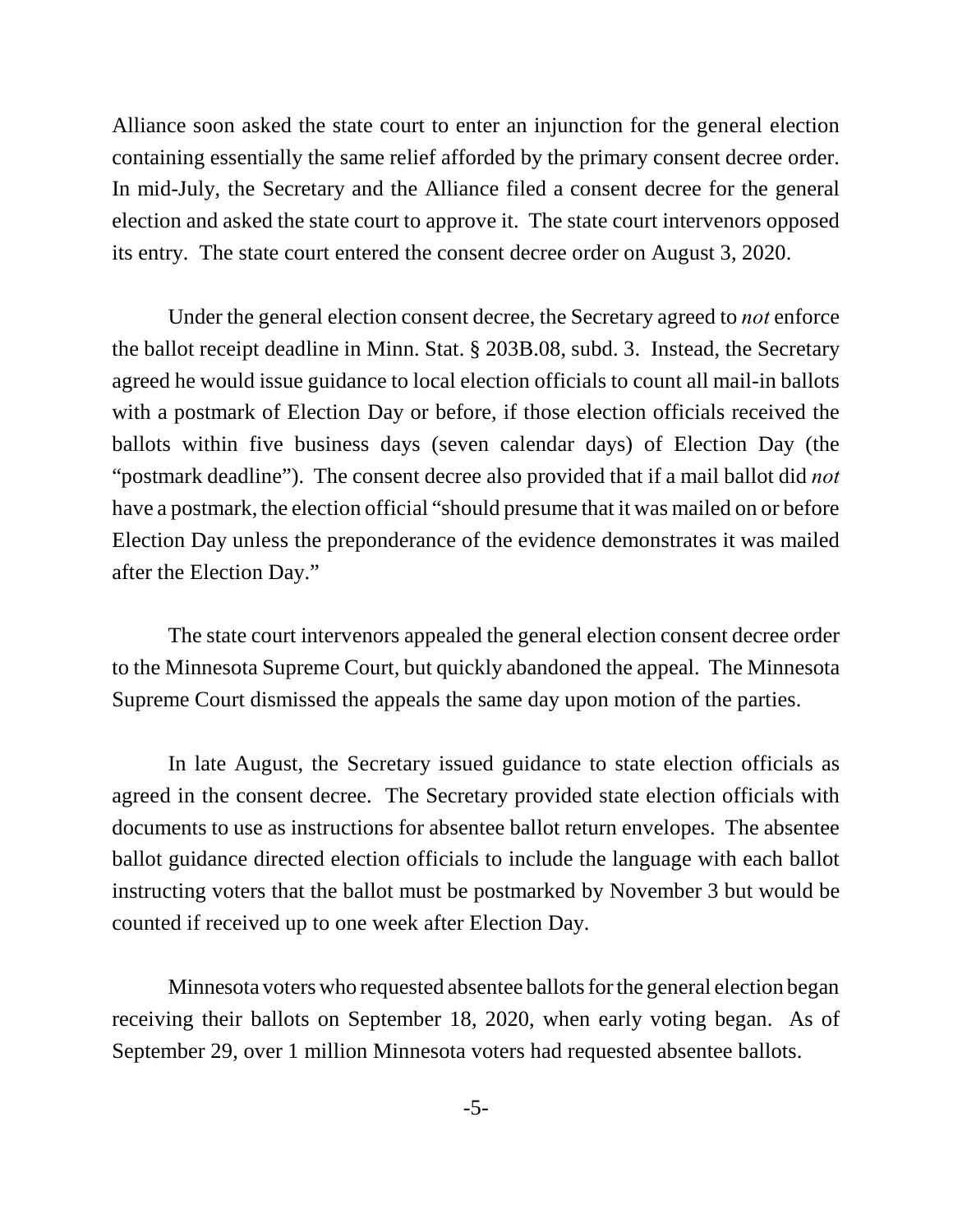Alliance soon asked the state court to enter an injunction for the general election containing essentially the same relief afforded by the primary consent decree order. In mid-July, the Secretary and the Alliance filed a consent decree for the general election and asked the state court to approve it. The state court intervenors opposed its entry. The state court entered the consent decree order on August 3, 2020.

Under the general election consent decree, the Secretary agreed to *not* enforce the ballot receipt deadline in Minn. Stat. § 203B.08, subd. 3. Instead, the Secretary agreed he would issue guidance to local election officials to count all mail-in ballots with a postmark of Election Day or before, if those election officials received the ballots within five business days (seven calendar days) of Election Day (the "postmark deadline"). The consent decree also provided that if a mail ballot did *not* have a postmark, the election official "should presume that it was mailed on or before Election Day unless the preponderance of the evidence demonstrates it was mailed after the Election Day."

The state court intervenors appealed the general election consent decree order to the Minnesota Supreme Court, but quickly abandoned the appeal. The Minnesota Supreme Court dismissed the appeals the same day upon motion of the parties.

In late August, the Secretary issued guidance to state election officials as agreed in the consent decree. The Secretary provided state election officials with documents to use as instructions for absentee ballot return envelopes. The absentee ballot guidance directed election officials to include the language with each ballot instructing voters that the ballot must be postmarked by November 3 but would be counted if received up to one week after Election Day.

Minnesota voters who requested absentee ballots for the general election began receiving their ballots on September 18, 2020, when early voting began. As of September 29, over 1 million Minnesota voters had requested absentee ballots.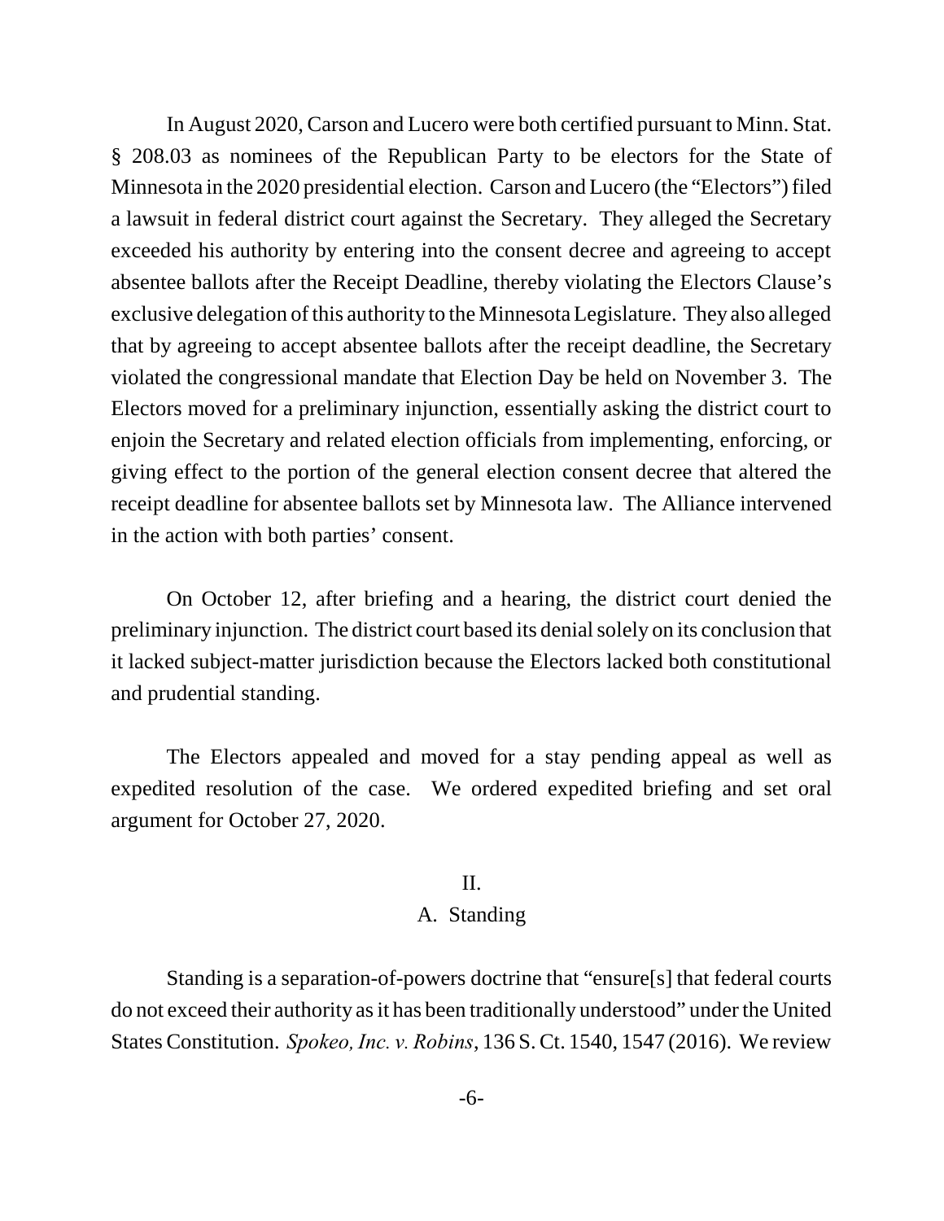In August 2020, Carson and Lucero were both certified pursuant to Minn. Stat. § 208.03 as nominees of the Republican Party to be electors for the State of Minnesota in the 2020 presidential election. Carson and Lucero (the "Electors") filed a lawsuit in federal district court against the Secretary. They alleged the Secretary exceeded his authority by entering into the consent decree and agreeing to accept absentee ballots after the Receipt Deadline, thereby violating the Electors Clause's exclusive delegation of this authority to the Minnesota Legislature. They also alleged that by agreeing to accept absentee ballots after the receipt deadline, the Secretary violated the congressional mandate that Election Day be held on November 3. The Electors moved for a preliminary injunction, essentially asking the district court to enjoin the Secretary and related election officials from implementing, enforcing, or giving effect to the portion of the general election consent decree that altered the receipt deadline for absentee ballots set by Minnesota law. The Alliance intervened in the action with both parties' consent.

On October 12, after briefing and a hearing, the district court denied the preliminary injunction. The district court based its denial solely on its conclusion that it lacked subject-matter jurisdiction because the Electors lacked both constitutional and prudential standing.

The Electors appealed and moved for a stay pending appeal as well as expedited resolution of the case. We ordered expedited briefing and set oral argument for October 27, 2020.

## II.

### A. Standing

Standing is a separation-of-powers doctrine that "ensure[s] that federal courts do not exceed their authority as it has been traditionally understood" under the United States Constitution. *Spokeo, Inc. v. Robins*, 136 S. Ct. 1540, 1547 (2016). We review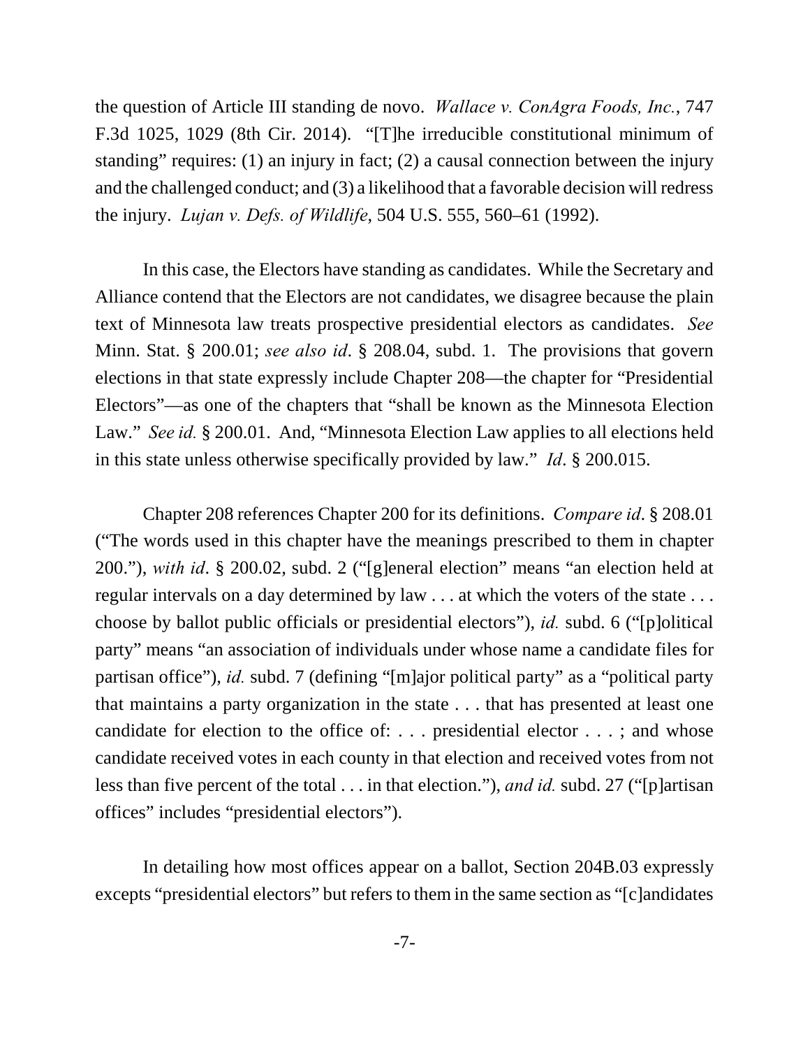the question of Article III standing de novo. *Wallace v. ConAgra Foods, Inc.*, 747 F.3d 1025, 1029 (8th Cir. 2014). "[T]he irreducible constitutional minimum of standing" requires: (1) an injury in fact; (2) a causal connection between the injury and the challenged conduct; and (3) a likelihood that a favorable decision will redress the injury. *Lujan v. Defs. of Wildlife*, 504 U.S. 555, 560–61 (1992).

In this case, the Electors have standing as candidates. While the Secretary and Alliance contend that the Electors are not candidates, we disagree because the plain text of Minnesota law treats prospective presidential electors as candidates. *See* Minn. Stat. § 200.01; *see also id*. § 208.04, subd. 1. The provisions that govern elections in that state expressly include Chapter 208—the chapter for "Presidential Electors"—as one of the chapters that "shall be known as the Minnesota Election Law." *See id.* § 200.01. And, "Minnesota Election Law applies to all elections held in this state unless otherwise specifically provided by law." *Id*. § 200.015.

Chapter 208 references Chapter 200 for its definitions. *Compare id*. § 208.01 ("The words used in this chapter have the meanings prescribed to them in chapter 200."), *with id*. § 200.02, subd. 2 ("[g]eneral election" means "an election held at regular intervals on a day determined by law . . . at which the voters of the state . . . choose by ballot public officials or presidential electors"), *id.* subd. 6 ("[p]olitical party" means "an association of individuals under whose name a candidate files for partisan office"), *id.* subd. 7 (defining "[m]ajor political party" as a "political party that maintains a party organization in the state . . . that has presented at least one candidate for election to the office of: . . . presidential elector . . . ; and whose candidate received votes in each county in that election and received votes from not less than five percent of the total . . . in that election."), *and id.* subd. 27 ("[p]artisan offices" includes "presidential electors").

In detailing how most offices appear on a ballot, Section 204B.03 expressly excepts "presidential electors" but refers to them in the same section as "[c]andidates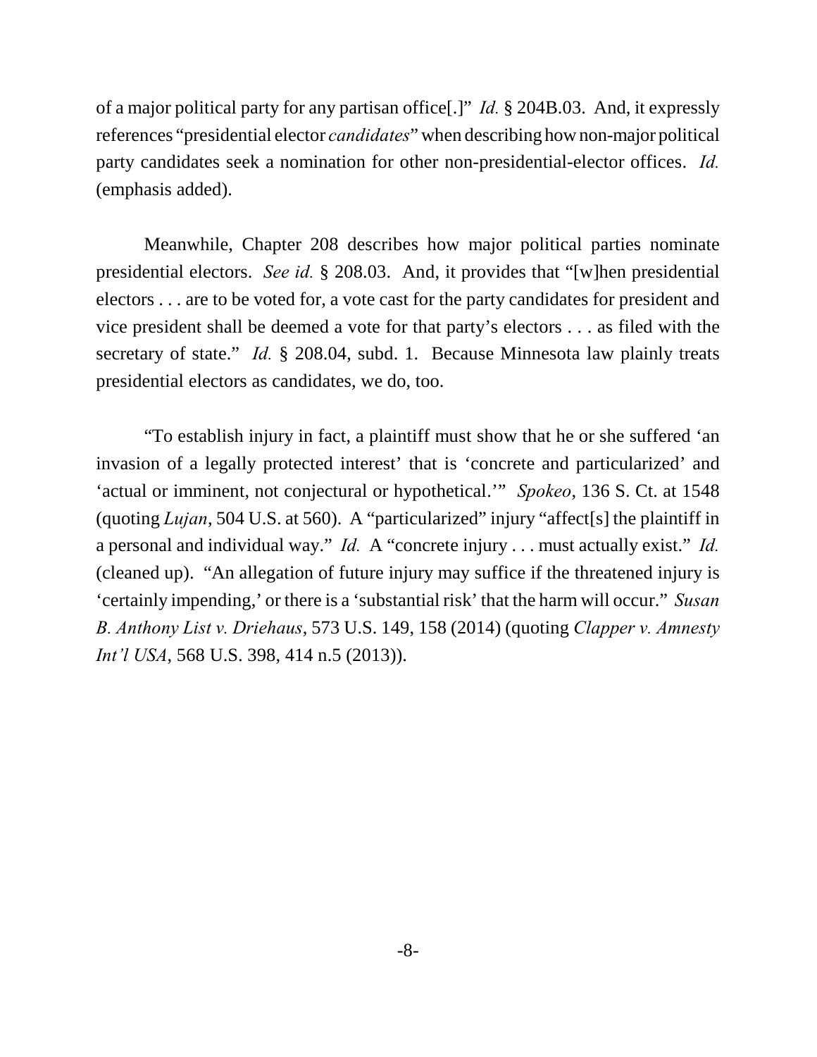of a major political party for any partisan office[.]" *Id.* § 204B.03. And, it expressly references "presidential elector *candidates*" when describing how non-major political party candidates seek a nomination for other non-presidential-elector offices. *Id.* (emphasis added).

Meanwhile, Chapter 208 describes how major political parties nominate presidential electors. *See id.* § 208.03. And, it provides that "[w]hen presidential electors . . . are to be voted for, a vote cast for the party candidates for president and vice president shall be deemed a vote for that party's electors . . . as filed with the secretary of state." *Id.* § 208.04, subd. 1. Because Minnesota law plainly treats presidential electors as candidates, we do, too.

"To establish injury in fact, a plaintiff must show that he or she suffered 'an invasion of a legally protected interest' that is 'concrete and particularized' and 'actual or imminent, not conjectural or hypothetical.'" *Spokeo*, 136 S. Ct. at 1548 (quoting *Lujan*, 504 U.S. at 560). A "particularized" injury "affect[s] the plaintiff in a personal and individual way." *Id.* A "concrete injury . . . must actually exist." *Id.* (cleaned up). "An allegation of future injury may suffice if the threatened injury is 'certainly impending,' or there is a 'substantial risk' that the harm will occur." *Susan B. Anthony List v. Driehaus*, 573 U.S. 149, 158 (2014) (quoting *Clapper v. Amnesty Int'l USA*, 568 U.S. 398, 414 n.5 (2013)).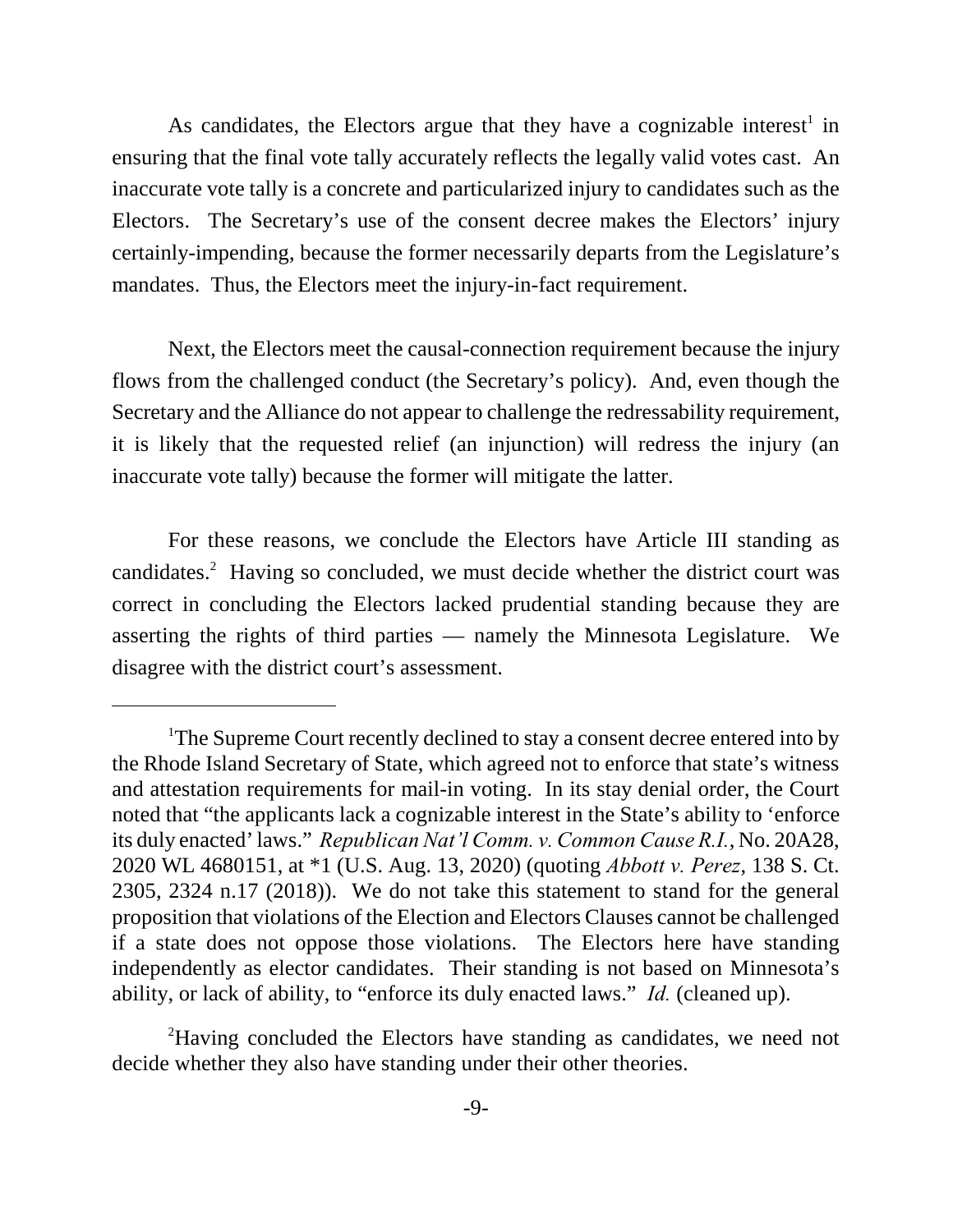As candidates, the Electors argue that they have a cognizable interest[1] in ensuring that the final vote tally accurately reflects the legally valid votes cast. An inaccurate vote tally is a concrete and particularized injury to candidates such as the Electors. The Secretary's use of the consent decree makes the Electors' injury certainly-impending, because the former necessarily departs from the Legislature's mandates. Thus, the Electors meet the injury-in-fact requirement.

Next, the Electors meet the causal-connection requirement because the injury flows from the challenged conduct (the Secretary's policy). And, even though the Secretary and the Alliance do not appear to challenge the redressability requirement, it is likely that the requested relief (an injunction) will redress the injury (an inaccurate vote tally) because the former will mitigate the latter.

For these reasons, we conclude the Electors have Article III standing as candidates.[2] Having so concluded, we must decide whether the district court was correct in concluding the Electors lacked prudential standing because they are asserting the rights of third parties — namely the Minnesota Legislature. We disagree with the district court's assessment.

---

[1]The Supreme Court recently declined to stay a consent decree entered into by the Rhode Island Secretary of State, which agreed not to enforce that state's witness and attestation requirements for mail-in voting. In its stay denial order, the Court noted that "the applicants lack a cognizable interest in the State's ability to 'enforce its duly enacted' laws." *Republican Nat'l Comm. v. Common Cause R.I.*, No. 20A28, 2020 WL 4680151, at *1 (U.S. Aug. 13, 2020) (quoting *Abbott v. Perez*, 138 S. Ct. 2305, 2324 n.17 (2018)). We do not take this statement to stand for the general proposition that violations of the Election and Electors Clauses cannot be challenged if a state does not oppose those violations. The Electors here have standing independently as elector candidates. Their standing is not based on Minnesota's ability, or lack of ability, to "enforce its duly enacted laws." *Id.* (cleaned up).

[2]Having concluded the Electors have standing as candidates, we need not decide whether they also have standing under their other theories.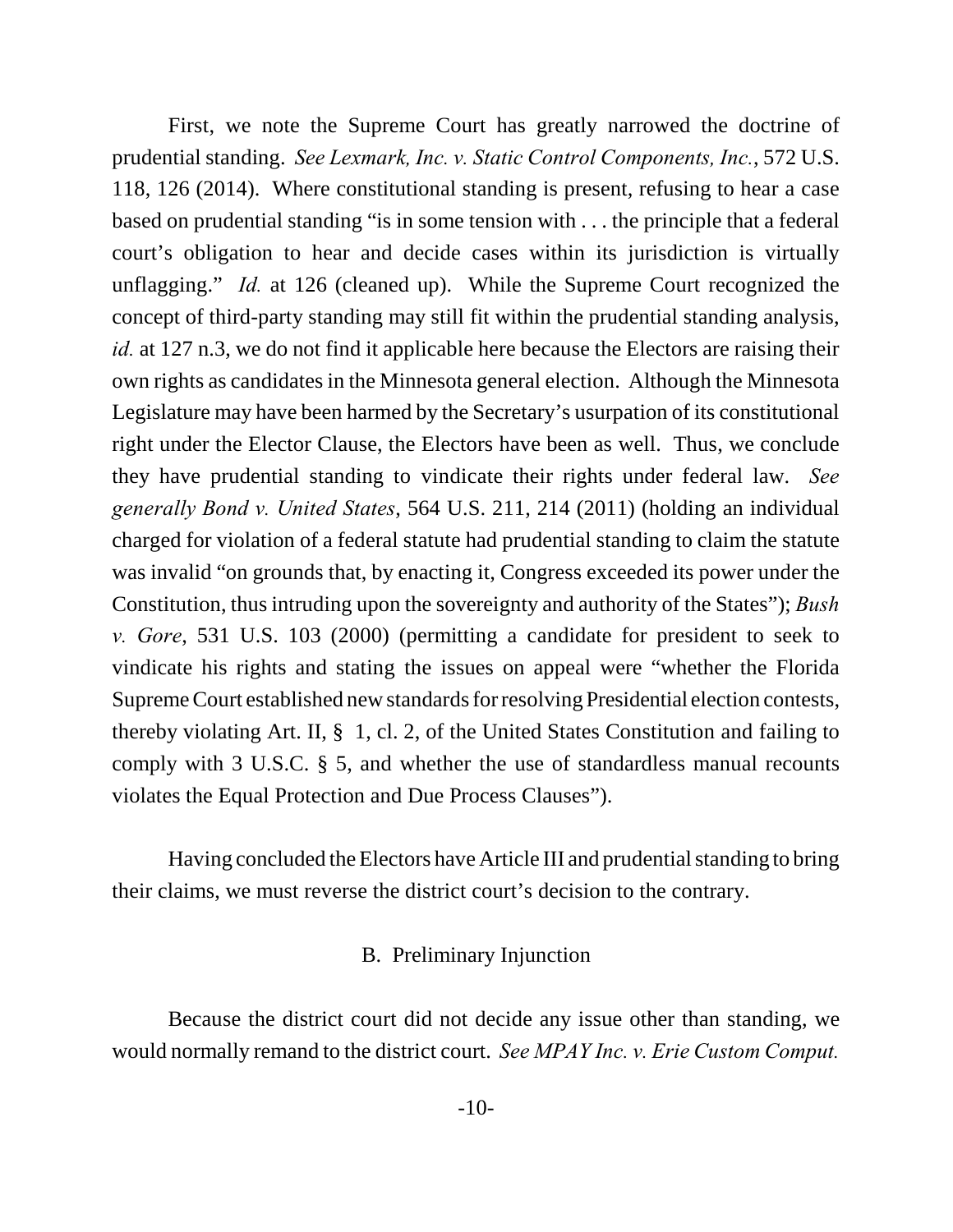First, we note the Supreme Court has greatly narrowed the doctrine of prudential standing. *See Lexmark, Inc. v. Static Control Components, Inc.*, 572 U.S. 118, 126 (2014). Where constitutional standing is present, refusing to hear a case based on prudential standing "is in some tension with . . . the principle that a federal court's obligation to hear and decide cases within its jurisdiction is virtually unflagging." *Id.* at 126 (cleaned up). While the Supreme Court recognized the concept of third-party standing may still fit within the prudential standing analysis, *id.* at 127 n.3, we do not find it applicable here because the Electors are raising their own rights as candidates in the Minnesota general election. Although the Minnesota Legislature may have been harmed by the Secretary's usurpation of its constitutional right under the Elector Clause, the Electors have been as well. Thus, we conclude they have prudential standing to vindicate their rights under federal law. *See generally Bond v. United States*, 564 U.S. 211, 214 (2011) (holding an individual charged for violation of a federal statute had prudential standing to claim the statute was invalid "on grounds that, by enacting it, Congress exceeded its power under the Constitution, thus intruding upon the sovereignty and authority of the States"); *Bush v. Gore*, 531 U.S. 103 (2000) (permitting a candidate for president to seek to vindicate his rights and stating the issues on appeal were "whether the Florida Supreme Court established new standards for resolving Presidential election contests, thereby violating Art. II, § 1, cl. 2, of the United States Constitution and failing to comply with 3 U.S.C. § 5, and whether the use of standardless manual recounts violates the Equal Protection and Due Process Clauses").

Having concluded the Electors have Article III and prudential standing to bring their claims, we must reverse the district court's decision to the contrary.

### B. Preliminary Injunction

Because the district court did not decide any issue other than standing, we would normally remand to the district court. *See MPAY Inc. v. Erie Custom Comput.*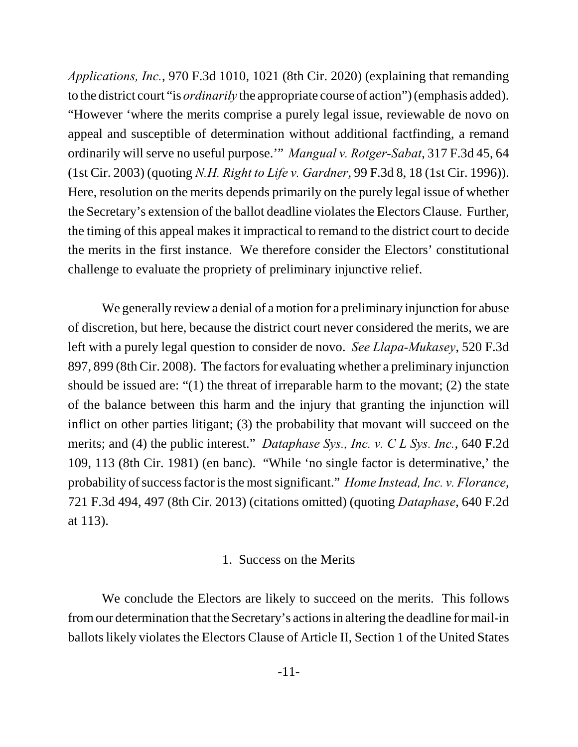*Applications, Inc.*, 970 F.3d 1010, 1021 (8th Cir. 2020) (explaining that remanding to the district court "is *ordinarily* the appropriate course of action") (emphasis added). "However 'where the merits comprise a purely legal issue, reviewable de novo on appeal and susceptible of determination without additional factfinding, a remand ordinarily will serve no useful purpose.'" *Mangual v. Rotger-Sabat*, 317 F.3d 45, 64 (1st Cir. 2003) (quoting *N.H. Right to Life v. Gardner*, 99 F.3d 8, 18 (1st Cir. 1996)). Here, resolution on the merits depends primarily on the purely legal issue of whether the Secretary's extension of the ballot deadline violates the Electors Clause. Further, the timing of this appeal makes it impractical to remand to the district court to decide the merits in the first instance. We therefore consider the Electors' constitutional challenge to evaluate the propriety of preliminary injunctive relief.

We generally review a denial of a motion for a preliminary injunction for abuse of discretion, but here, because the district court never considered the merits, we are left with a purely legal question to consider de novo. *See Llapa-Mukasey*, 520 F.3d 897, 899 (8th Cir. 2008). The factors for evaluating whether a preliminary injunction should be issued are: "(1) the threat of irreparable harm to the movant; (2) the state of the balance between this harm and the injury that granting the injunction will inflict on other parties litigant; (3) the probability that movant will succeed on the merits; and (4) the public interest." *Dataphase Sys., Inc. v. C L Sys. Inc.*, 640 F.2d 109, 113 (8th Cir. 1981) (en banc). "While 'no single factor is determinative,' the probability of success factor is the most significant." *Home Instead, Inc. v. Florance*, 721 F.3d 494, 497 (8th Cir. 2013) (citations omitted) (quoting *Dataphase*, 640 F.2d at 113).

### 1. Success on the Merits

We conclude the Electors are likely to succeed on the merits. This follows from our determination that the Secretary's actions in altering the deadline for mail-in ballots likely violates the Electors Clause of Article II, Section 1 of the United States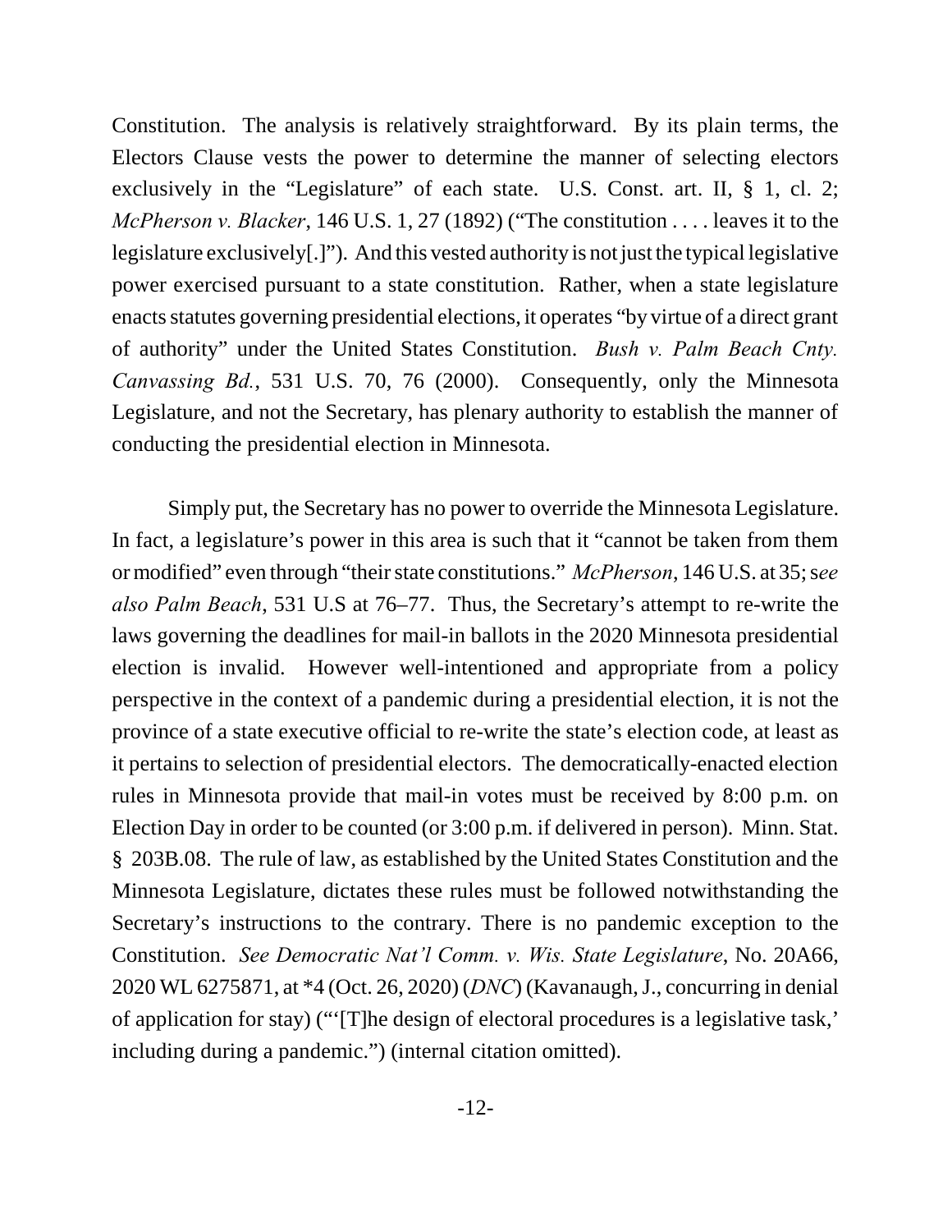Constitution. The analysis is relatively straightforward. By its plain terms, the Electors Clause vests the power to determine the manner of selecting electors exclusively in the "Legislature" of each state. U.S. Const. art. II, § 1, cl. 2; *McPherson v. Blacker*, 146 U.S. 1, 27 (1892) ("The constitution . . . . leaves it to the legislature exclusively[.]"). And this vested authority is not just the typical legislative power exercised pursuant to a state constitution. Rather, when a state legislature enacts statutes governing presidential elections, it operates "by virtue of a direct grant of authority" under the United States Constitution. *Bush v. Palm Beach Cnty. Canvassing Bd.*, 531 U.S. 70, 76 (2000). Consequently, only the Minnesota Legislature, and not the Secretary, has plenary authority to establish the manner of conducting the presidential election in Minnesota.

Simply put, the Secretary has no power to override the Minnesota Legislature. In fact, a legislature's power in this area is such that it "cannot be taken from them or modified" even through "their state constitutions." *McPherson*, 146 U.S. at 35; s*ee also Palm Beach*, 531 U.S at 76–77. Thus, the Secretary's attempt to re-write the laws governing the deadlines for mail-in ballots in the 2020 Minnesota presidential election is invalid. However well-intentioned and appropriate from a policy perspective in the context of a pandemic during a presidential election, it is not the province of a state executive official to re-write the state's election code, at least as it pertains to selection of presidential electors. The democratically-enacted election rules in Minnesota provide that mail-in votes must be received by 8:00 p.m. on Election Day in order to be counted (or 3:00 p.m. if delivered in person). Minn. Stat. § 203B.08. The rule of law, as established by the United States Constitution and the Minnesota Legislature, dictates these rules must be followed notwithstanding the Secretary's instructions to the contrary. There is no pandemic exception to the Constitution. *See Democratic Nat'l Comm. v. Wis. State Legislature*, No. 20A66, 2020 WL 6275871, at *4 (Oct. 26, 2020) (*DNC*) (Kavanaugh, J., concurring in denial of application for stay) ("'[T]he design of electoral procedures is a legislative task,' including during a pandemic.") (internal citation omitted).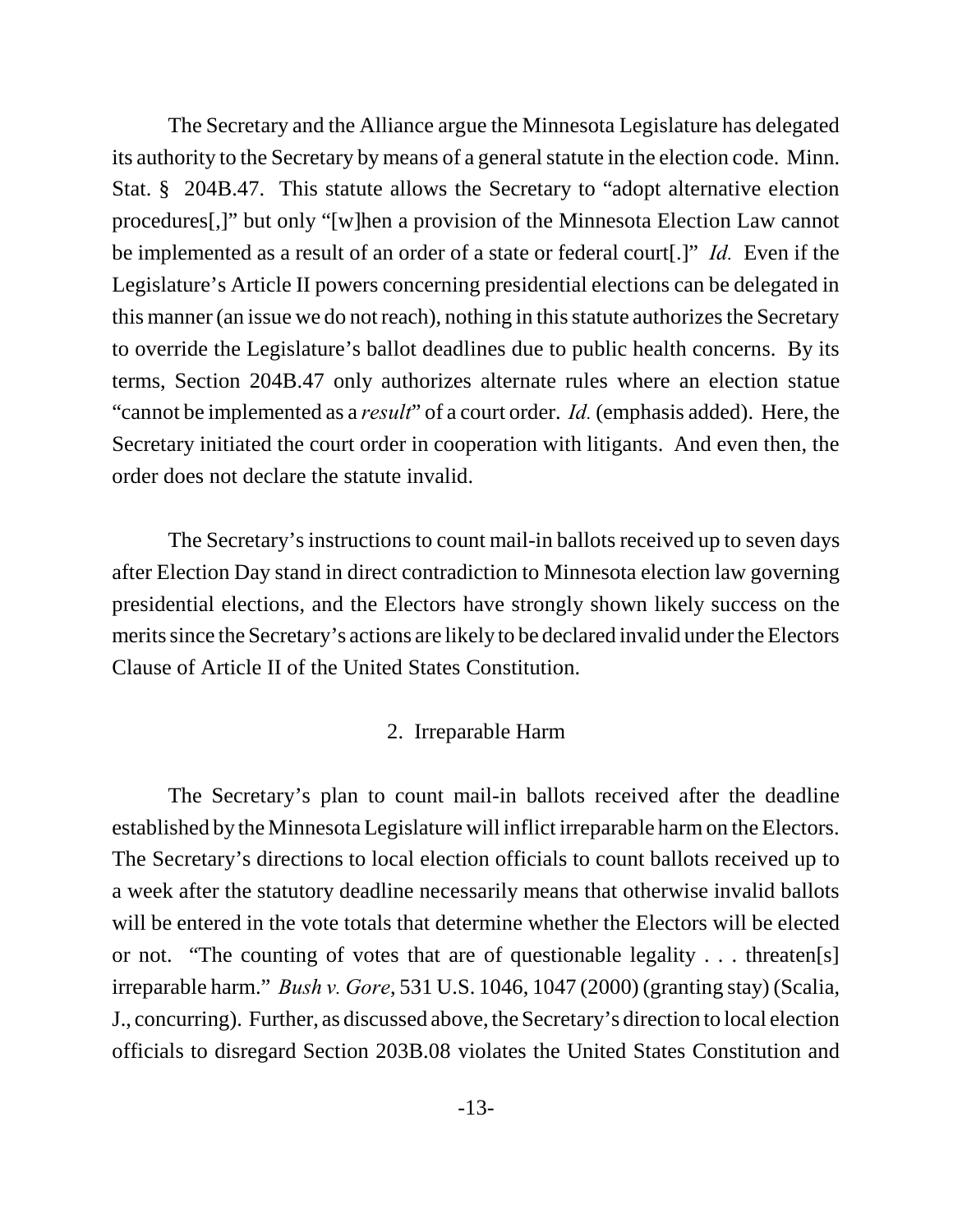The Secretary and the Alliance argue the Minnesota Legislature has delegated its authority to the Secretary by means of a general statute in the election code. Minn. Stat. § 204B.47. This statute allows the Secretary to "adopt alternative election procedures[,]" but only "[w]hen a provision of the Minnesota Election Law cannot be implemented as a result of an order of a state or federal court[.]" *Id.* Even if the Legislature's Article II powers concerning presidential elections can be delegated in this manner (an issue we do not reach), nothing in this statute authorizes the Secretary to override the Legislature's ballot deadlines due to public health concerns. By its terms, Section 204B.47 only authorizes alternate rules where an election statue "cannot be implemented as a *result*" of a court order. *Id.* (emphasis added). Here, the Secretary initiated the court order in cooperation with litigants. And even then, the order does not declare the statute invalid.

The Secretary's instructions to count mail-in ballots received up to seven days after Election Day stand in direct contradiction to Minnesota election law governing presidential elections, and the Electors have strongly shown likely success on the merits since the Secretary's actions are likely to be declared invalid under the Electors Clause of Article II of the United States Constitution.

2. Irreparable Harm

The Secretary's plan to count mail-in ballots received after the deadline established by the Minnesota Legislature will inflict irreparable harm on the Electors. The Secretary's directions to local election officials to count ballots received up to a week after the statutory deadline necessarily means that otherwise invalid ballots will be entered in the vote totals that determine whether the Electors will be elected or not. "The counting of votes that are of questionable legality . . . threaten[s] irreparable harm." *Bush v. Gore*, 531 U.S. 1046, 1047 (2000) (granting stay) (Scalia, J., concurring). Further, as discussed above, the Secretary's direction to local election officials to disregard Section 203B.08 violates the United States Constitution and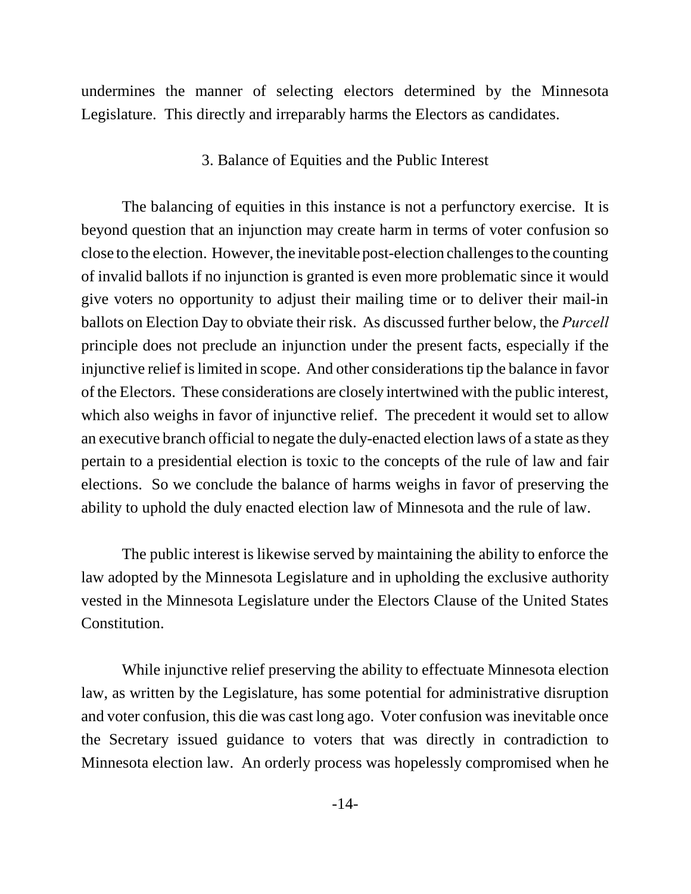undermines the manner of selecting electors determined by the Minnesota Legislature. This directly and irreparably harms the Electors as candidates.

### 3. Balance of Equities and the Public Interest

The balancing of equities in this instance is not a perfunctory exercise. It is beyond question that an injunction may create harm in terms of voter confusion so close to the election. However, the inevitable post-election challenges to the counting of invalid ballots if no injunction is granted is even more problematic since it would give voters no opportunity to adjust their mailing time or to deliver their mail-in ballots on Election Day to obviate their risk. As discussed further below, the *Purcell* principle does not preclude an injunction under the present facts, especially if the injunctive relief is limited in scope. And other considerations tip the balance in favor of the Electors. These considerations are closely intertwined with the public interest, which also weighs in favor of injunctive relief. The precedent it would set to allow an executive branch official to negate the duly-enacted election laws of a state as they pertain to a presidential election is toxic to the concepts of the rule of law and fair elections. So we conclude the balance of harms weighs in favor of preserving the ability to uphold the duly enacted election law of Minnesota and the rule of law.

The public interest is likewise served by maintaining the ability to enforce the law adopted by the Minnesota Legislature and in upholding the exclusive authority vested in the Minnesota Legislature under the Electors Clause of the United States Constitution.

While injunctive relief preserving the ability to effectuate Minnesota election law, as written by the Legislature, has some potential for administrative disruption and voter confusion, this die was cast long ago. Voter confusion was inevitable once the Secretary issued guidance to voters that was directly in contradiction to Minnesota election law. An orderly process was hopelessly compromised when he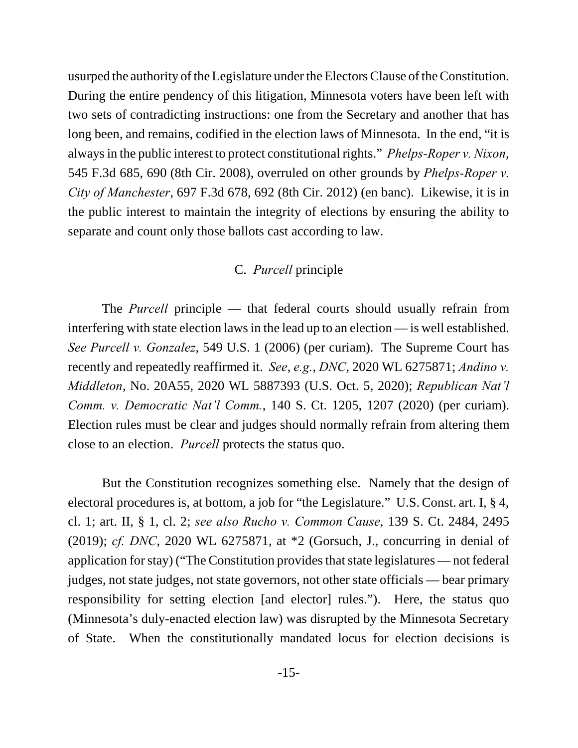usurped the authority of the Legislature under the Electors Clause of the Constitution. During the entire pendency of this litigation, Minnesota voters have been left with two sets of contradicting instructions: one from the Secretary and another that has long been, and remains, codified in the election laws of Minnesota. In the end, "it is always in the public interest to protect constitutional rights." *Phelps-Roper v. Nixon*, 545 F.3d 685, 690 (8th Cir. 2008), overruled on other grounds by *Phelps-Roper v. City of Manchester*, 697 F.3d 678, 692 (8th Cir. 2012) (en banc). Likewise, it is in the public interest to maintain the integrity of elections by ensuring the ability to separate and count only those ballots cast according to law.

### C. *Purcell* principle

The *Purcell* principle — that federal courts should usually refrain from interfering with state election laws in the lead up to an election — is well established. *See Purcell v. Gonzalez*, 549 U.S. 1 (2006) (per curiam). The Supreme Court has recently and repeatedly reaffirmed it. *See*, *e.g.*, *DNC*, 2020 WL 6275871; *Andino v. Middleton*, No. 20A55, 2020 WL 5887393 (U.S. Oct. 5, 2020); *Republican Nat'l Comm. v. Democratic Nat'l Comm.*, 140 S. Ct. 1205, 1207 (2020) (per curiam). Election rules must be clear and judges should normally refrain from altering them close to an election. *Purcell* protects the status quo.

But the Constitution recognizes something else. Namely that the design of electoral procedures is, at bottom, a job for "the Legislature." U.S. Const. art. I, § 4, cl. 1; art. II, § 1, cl. 2; *see also Rucho v. Common Cause*, 139 S. Ct. 2484, 2495 (2019); *cf. DNC*, 2020 WL 6275871, at *2 (Gorsuch, J., concurring in denial of application for stay) ("The Constitution provides that state legislatures — not federal judges, not state judges, not state governors, not other state officials — bear primary responsibility for setting election [and elector] rules."). Here, the status quo (Minnesota's duly-enacted election law) was disrupted by the Minnesota Secretary of State. When the constitutionally mandated locus for election decisions is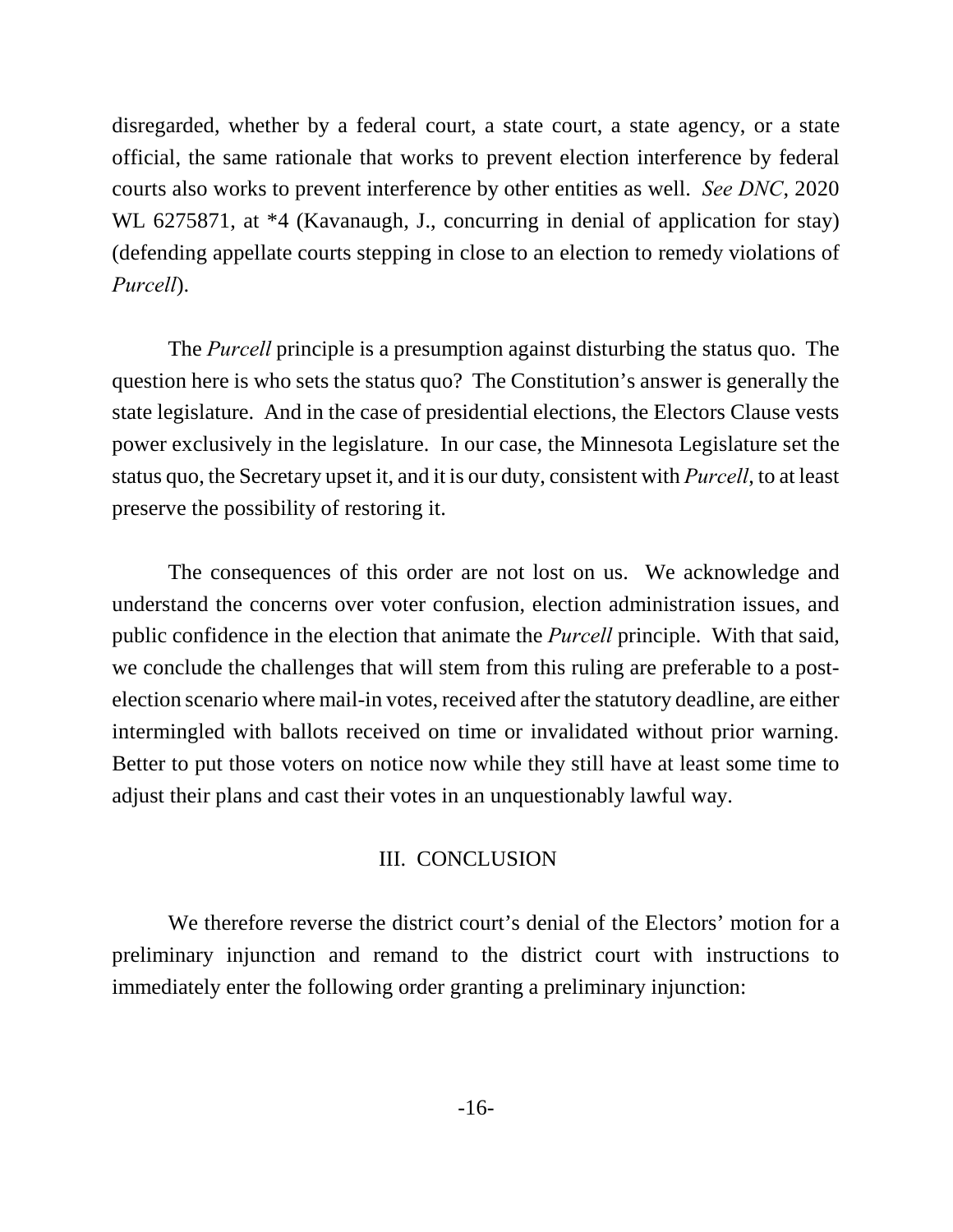disregarded, whether by a federal court, a state court, a state agency, or a state official, the same rationale that works to prevent election interference by federal courts also works to prevent interference by other entities as well. *See DNC*, 2020 WL 6275871, at *4 (Kavanaugh, J., concurring in denial of application for stay) (defending appellate courts stepping in close to an election to remedy violations of *Purcell*).

The *Purcell* principle is a presumption against disturbing the status quo. The question here is who sets the status quo? The Constitution's answer is generally the state legislature. And in the case of presidential elections, the Electors Clause vests power exclusively in the legislature. In our case, the Minnesota Legislature set the status quo, the Secretary upset it, and it is our duty, consistent with *Purcell*, to at least preserve the possibility of restoring it.

The consequences of this order are not lost on us. We acknowledge and understand the concerns over voter confusion, election administration issues, and public confidence in the election that animate the *Purcell* principle. With that said, we conclude the challenges that will stem from this ruling are preferable to a post-election scenario where mail-in votes, received after the statutory deadline, are either intermingled with ballots received on time or invalidated without prior warning. Better to put those voters on notice now while they still have at least some time to adjust their plans and cast their votes in an unquestionably lawful way.

## III. CONCLUSION

We therefore reverse the district court's denial of the Electors' motion for a preliminary injunction and remand to the district court with instructions to immediately enter the following order granting a preliminary injunction: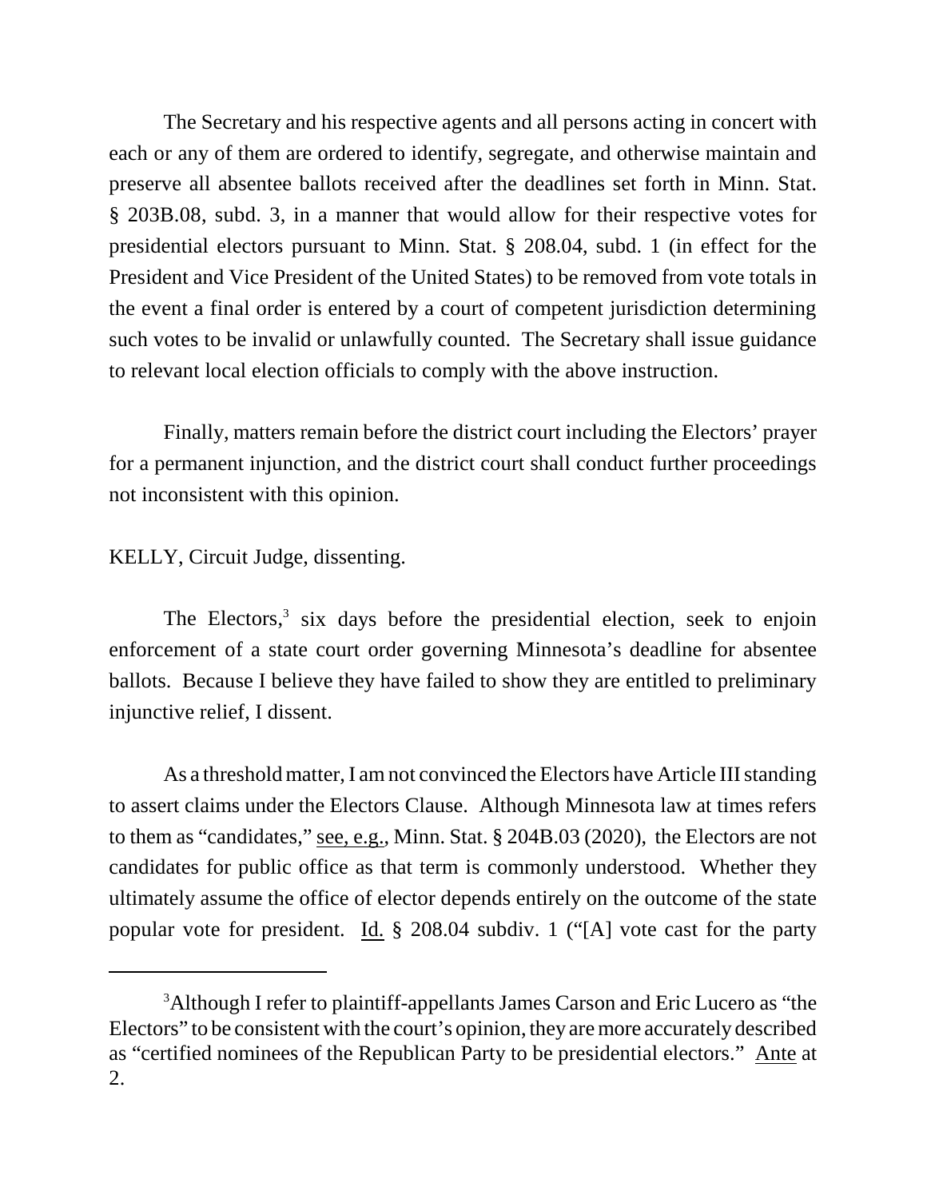The Secretary and his respective agents and all persons acting in concert with each or any of them are ordered to identify, segregate, and otherwise maintain and preserve all absentee ballots received after the deadlines set forth in Minn. Stat. § 203B.08, subd. 3, in a manner that would allow for their respective votes for presidential electors pursuant to Minn. Stat. § 208.04, subd. 1 (in effect for the President and Vice President of the United States) to be removed from vote totals in the event a final order is entered by a court of competent jurisdiction determining such votes to be invalid or unlawfully counted. The Secretary shall issue guidance to relevant local election officials to comply with the above instruction.

Finally, matters remain before the district court including the Electors' prayer for a permanent injunction, and the district court shall conduct further proceedings not inconsistent with this opinion.

KELLY, Circuit Judge, dissenting.

The Electors,[3] six days before the presidential election, seek to enjoin enforcement of a state court order governing Minnesota's deadline for absentee ballots. Because I believe they have failed to show they are entitled to preliminary injunctive relief, I dissent.

As a threshold matter, I am not convinced the Electors have Article III standing to assert claims under the Electors Clause. Although Minnesota law at times refers to them as "candidates," see, e.g., Minn. Stat. § 204B.03 (2020), the Electors are not candidates for public office as that term is commonly understood. Whether they ultimately assume the office of elector depends entirely on the outcome of the state popular vote for president. Id. § 208.04 subdiv. 1 ("[A] vote cast for the party

[3] Although I refer to plaintiff-appellants James Carson and Eric Lucero as "the Electors" to be consistent with the court's opinion, they are more accurately described as "certified nominees of the Republican Party to be presidential electors." Ante at 2.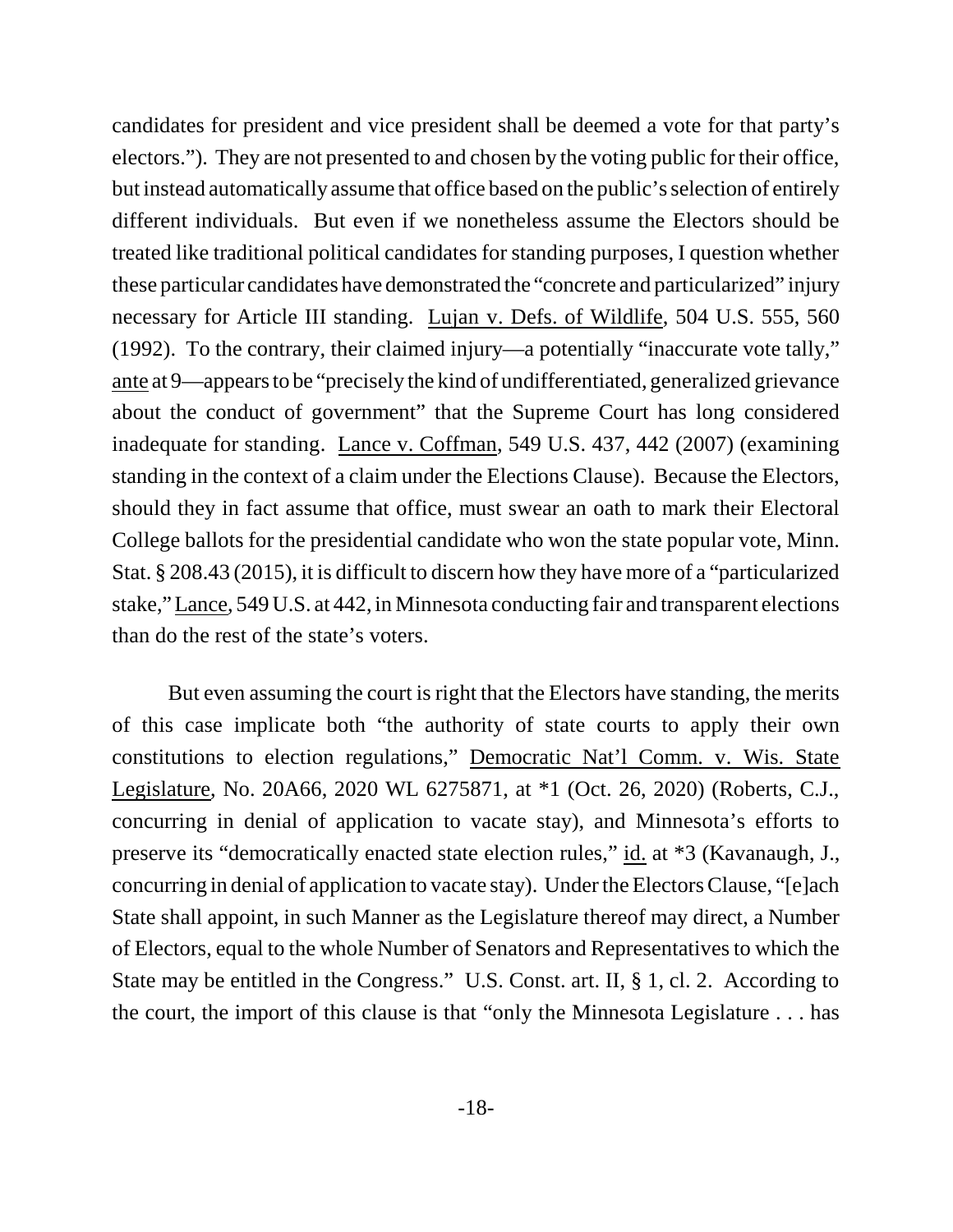candidates for president and vice president shall be deemed a vote for that party's electors."). They are not presented to and chosen by the voting public for their office, but instead automatically assume that office based on the public's selection of entirely different individuals. But even if we nonetheless assume the Electors should be treated like traditional political candidates for standing purposes, I question whether these particular candidates have demonstrated the "concrete and particularized" injury necessary for Article III standing. Lujan v. Defs. of Wildlife, 504 U.S. 555, 560 (1992). To the contrary, their claimed injury—a potentially "inaccurate vote tally," ante at 9—appears to be "precisely the kind of undifferentiated, generalized grievance about the conduct of government" that the Supreme Court has long considered inadequate for standing. Lance v. Coffman, 549 U.S. 437, 442 (2007) (examining standing in the context of a claim under the Elections Clause). Because the Electors, should they in fact assume that office, must swear an oath to mark their Electoral College ballots for the presidential candidate who won the state popular vote, Minn. Stat. § 208.43 (2015), it is difficult to discern how they have more of a "particularized stake," Lance, 549 U.S. at 442, in Minnesota conducting fair and transparent elections than do the rest of the state's voters.

But even assuming the court is right that the Electors have standing, the merits of this case implicate both "the authority of state courts to apply their own constitutions to election regulations," Democratic Nat'l Comm. v. Wis. State Legislature, No. 20A66, 2020 WL 6275871, at *1 (Oct. 26, 2020) (Roberts, C.J., concurring in denial of application to vacate stay), and Minnesota's efforts to preserve its "democratically enacted state election rules," id. at *3 (Kavanaugh, J., concurring in denial of application to vacate stay). Under the Electors Clause, "[e]ach State shall appoint, in such Manner as the Legislature thereof may direct, a Number of Electors, equal to the whole Number of Senators and Representatives to which the State may be entitled in the Congress." U.S. Const. art. II, § 1, cl. 2. According to the court, the import of this clause is that "only the Minnesota Legislature . . . has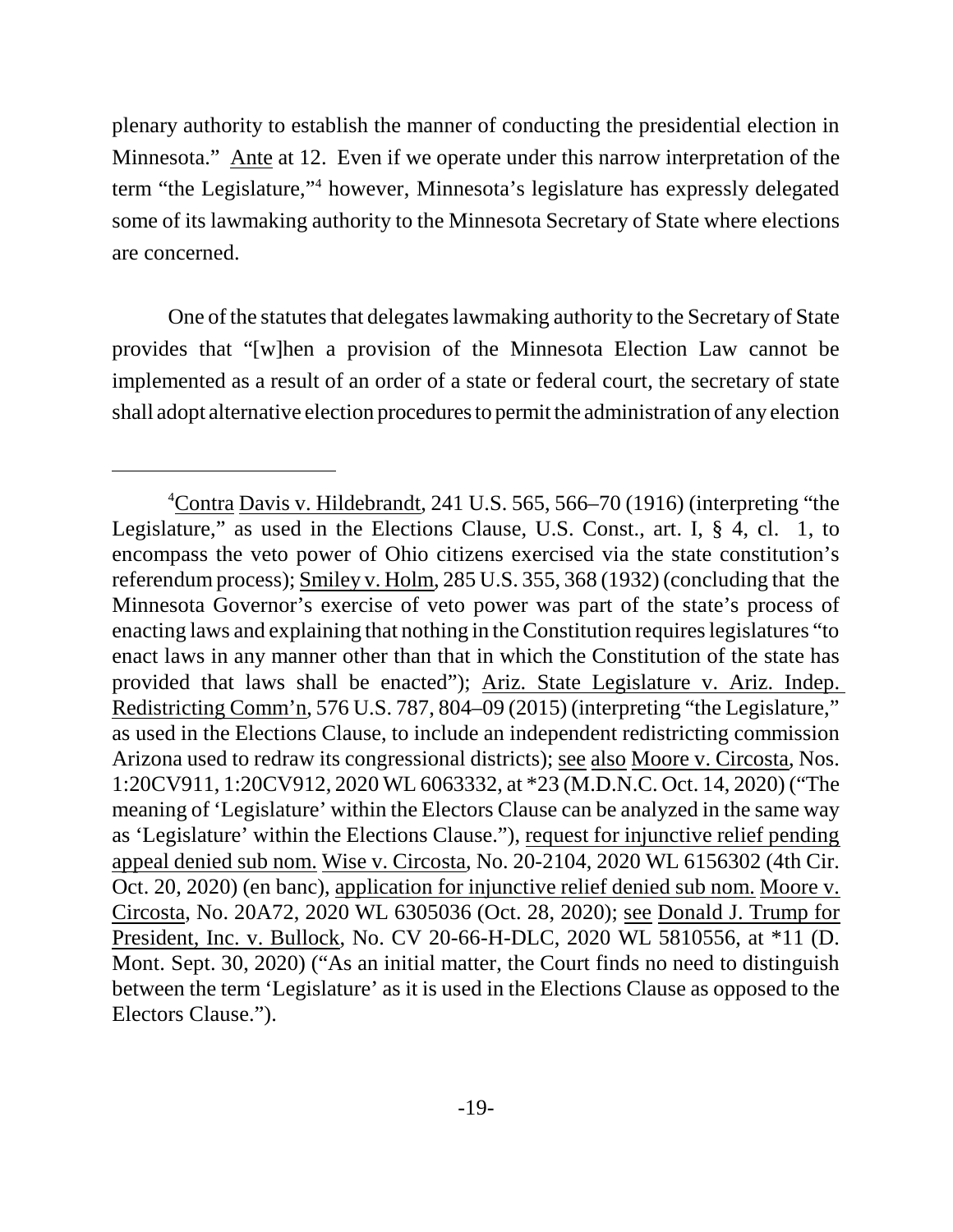plenary authority to establish the manner of conducting the presidential election in Minnesota." Ante at 12. Even if we operate under this narrow interpretation of the term "the Legislature,"[4] however, Minnesota's legislature has expressly delegated some of its lawmaking authority to the Minnesota Secretary of State where elections are concerned.

One of the statutes that delegates lawmaking authority to the Secretary of State provides that "[w]hen a provision of the Minnesota Election Law cannot be implemented as a result of an order of a state or federal court, the secretary of state shall adopt alternative election procedures to permit the administration of any election

---

[4] Contra Davis v. Hildebrandt, 241 U.S. 565, 566–70 (1916) (interpreting "the Legislature," as used in the Elections Clause, U.S. Const., art. I, § 4, cl. 1, to encompass the veto power of Ohio citizens exercised via the state constitution's referendum process); Smiley v. Holm, 285 U.S. 355, 368 (1932) (concluding that the Minnesota Governor's exercise of veto power was part of the state's process of enacting laws and explaining that nothing in the Constitution requires legislatures "to enact laws in any manner other than that in which the Constitution of the state has provided that laws shall be enacted"); Ariz. State Legislature v. Ariz. Indep. Redistricting Comm'n, 576 U.S. 787, 804–09 (2015) (interpreting "the Legislature," as used in the Elections Clause, to include an independent redistricting commission Arizona used to redraw its congressional districts); see also Moore v. Circosta, Nos. 1:20CV911, 1:20CV912, 2020 WL 6063332, at *23 (M.D.N.C. Oct. 14, 2020) ("The meaning of 'Legislature' within the Electors Clause can be analyzed in the same way as 'Legislature' within the Elections Clause."), request for injunctive relief pending appeal denied sub nom. Wise v. Circosta, No. 20-2104, 2020 WL 6156302 (4th Cir. Oct. 20, 2020) (en banc), application for injunctive relief denied sub nom. Moore v. Circosta, No. 20A72, 2020 WL 6305036 (Oct. 28, 2020); see Donald J. Trump for President, Inc. v. Bullock, No. CV 20-66-H-DLC, 2020 WL 5810556, at *11 (D. Mont. Sept. 30, 2020) ("As an initial matter, the Court finds no need to distinguish between the term 'Legislature' as it is used in the Elections Clause as opposed to the Electors Clause.").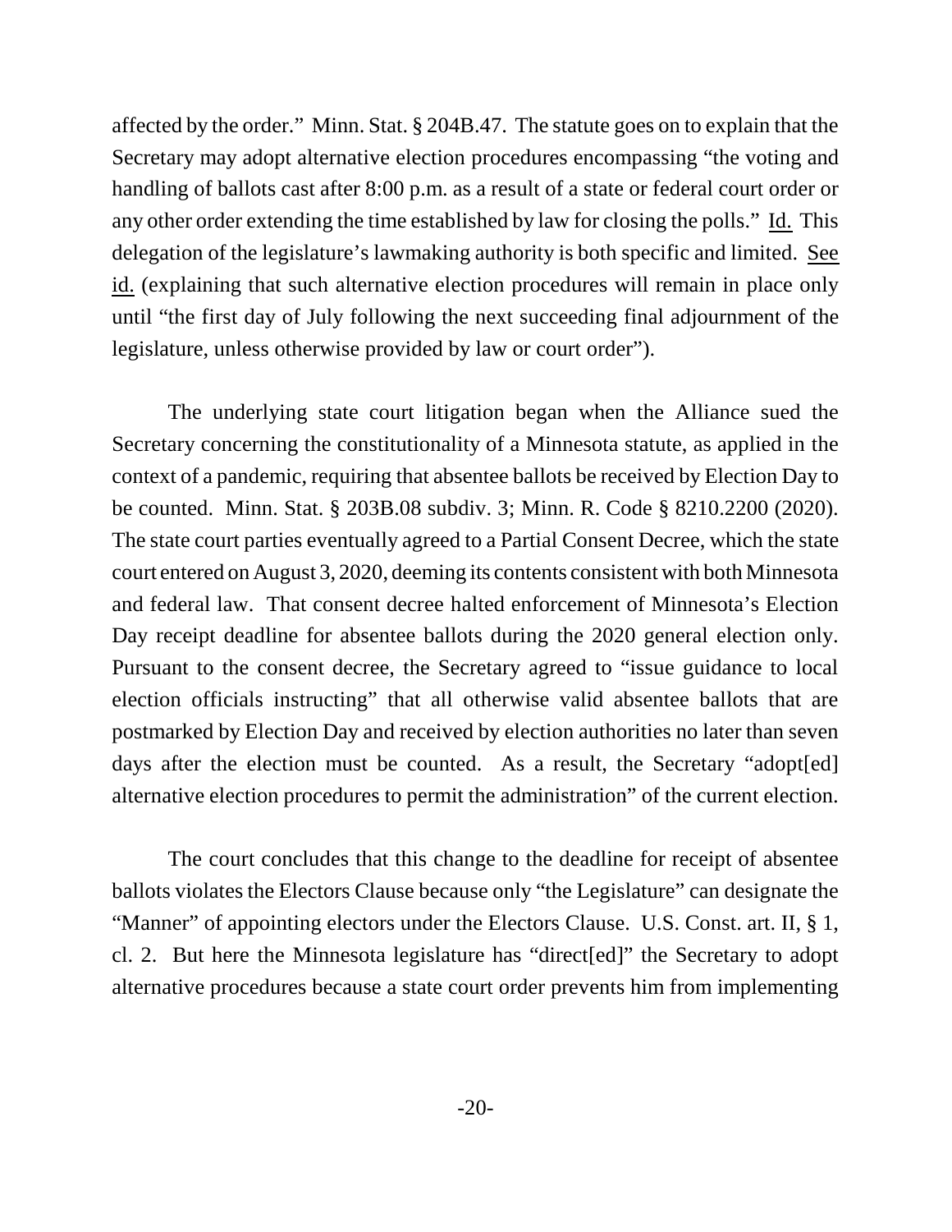affected by the order." Minn. Stat. § 204B.47. The statute goes on to explain that the Secretary may adopt alternative election procedures encompassing "the voting and handling of ballots cast after 8:00 p.m. as a result of a state or federal court order or any other order extending the time established by law for closing the polls." Id. This delegation of the legislature's lawmaking authority is both specific and limited. See id. (explaining that such alternative election procedures will remain in place only until "the first day of July following the next succeeding final adjournment of the legislature, unless otherwise provided by law or court order").

The underlying state court litigation began when the Alliance sued the Secretary concerning the constitutionality of a Minnesota statute, as applied in the context of a pandemic, requiring that absentee ballots be received by Election Day to be counted. Minn. Stat. § 203B.08 subdiv. 3; Minn. R. Code § 8210.2200 (2020). The state court parties eventually agreed to a Partial Consent Decree, which the state court entered on August 3, 2020, deeming its contents consistent with both Minnesota and federal law. That consent decree halted enforcement of Minnesota's Election Day receipt deadline for absentee ballots during the 2020 general election only. Pursuant to the consent decree, the Secretary agreed to "issue guidance to local election officials instructing" that all otherwise valid absentee ballots that are postmarked by Election Day and received by election authorities no later than seven days after the election must be counted. As a result, the Secretary "adopt[ed] alternative election procedures to permit the administration" of the current election.

The court concludes that this change to the deadline for receipt of absentee ballots violates the Electors Clause because only "the Legislature" can designate the "Manner" of appointing electors under the Electors Clause. U.S. Const. art. II, § 1, cl. 2. But here the Minnesota legislature has "direct[ed]" the Secretary to adopt alternative procedures because a state court order prevents him from implementing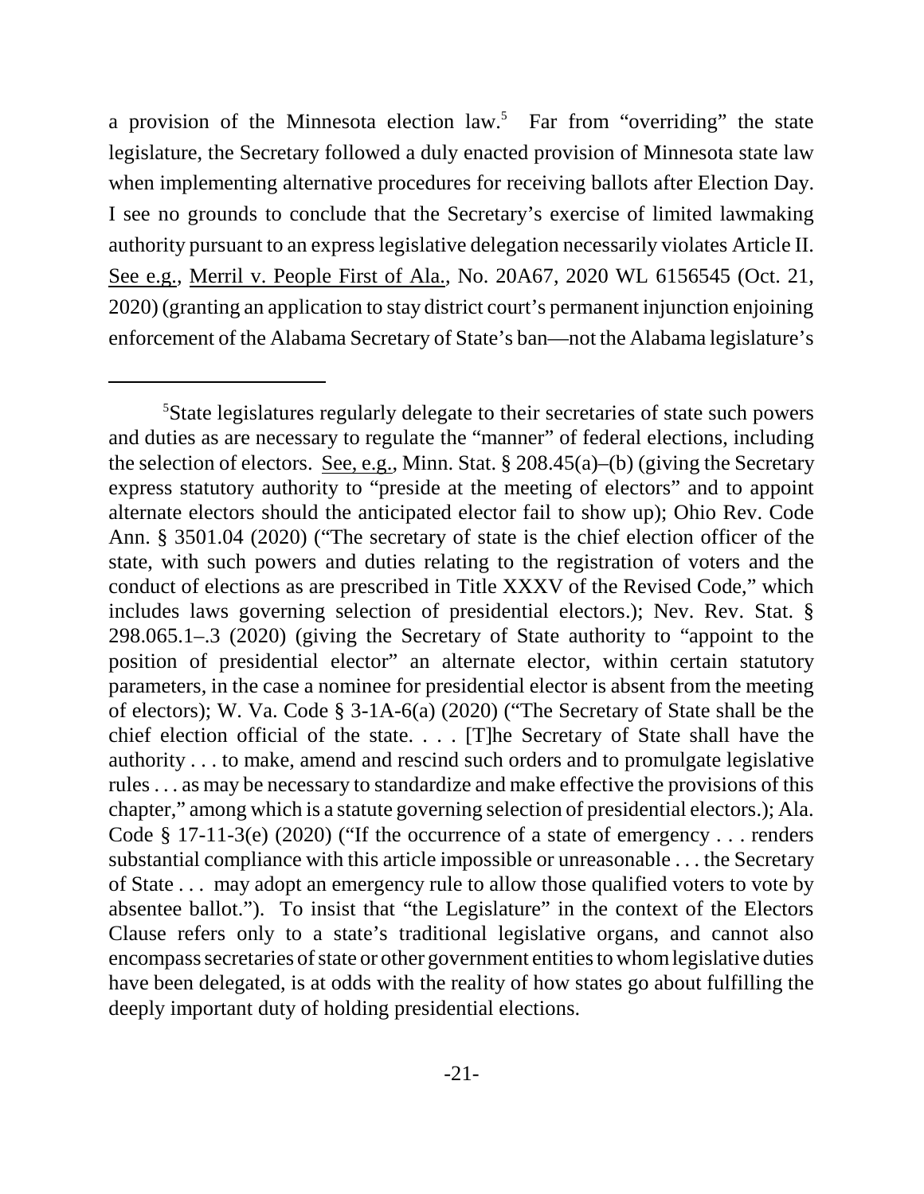a provision of the Minnesota election law.[5] Far from "overriding" the state legislature, the Secretary followed a duly enacted provision of Minnesota state law when implementing alternative procedures for receiving ballots after Election Day. I see no grounds to conclude that the Secretary's exercise of limited lawmaking authority pursuant to an express legislative delegation necessarily violates Article II. See e.g., Merril v. People First of Ala., No. 20A67, 2020 WL 6156545 (Oct. 21, 2020) (granting an application to stay district court's permanent injunction enjoining enforcement of the Alabama Secretary of State's ban—not the Alabama legislature's

---

[5]State legislatures regularly delegate to their secretaries of state such powers and duties as are necessary to regulate the "manner" of federal elections, including the selection of electors. See, e.g., Minn. Stat. § 208.45(a)–(b) (giving the Secretary express statutory authority to "preside at the meeting of electors" and to appoint alternate electors should the anticipated elector fail to show up); Ohio Rev. Code Ann. § 3501.04 (2020) ("The secretary of state is the chief election officer of the state, with such powers and duties relating to the registration of voters and the conduct of elections as are prescribed in Title XXXV of the Revised Code," which includes laws governing selection of presidential electors.); Nev. Rev. Stat. § 298.065.1–.3 (2020) (giving the Secretary of State authority to "appoint to the position of presidential elector" an alternate elector, within certain statutory parameters, in the case a nominee for presidential elector is absent from the meeting of electors); W. Va. Code § 3-1A-6(a) (2020) ("The Secretary of State shall be the chief election official of the state. . . . [T]he Secretary of State shall have the authority . . . to make, amend and rescind such orders and to promulgate legislative rules . . . as may be necessary to standardize and make effective the provisions of this chapter," among which is a statute governing selection of presidential electors.); Ala. Code § 17-11-3(e) (2020) ("If the occurrence of a state of emergency . . . renders substantial compliance with this article impossible or unreasonable . . . the Secretary of State . . . may adopt an emergency rule to allow those qualified voters to vote by absentee ballot."). To insist that "the Legislature" in the context of the Electors Clause refers only to a state's traditional legislative organs, and cannot also encompass secretaries of state or other government entities to whom legislative duties have been delegated, is at odds with the reality of how states go about fulfilling the deeply important duty of holding presidential elections.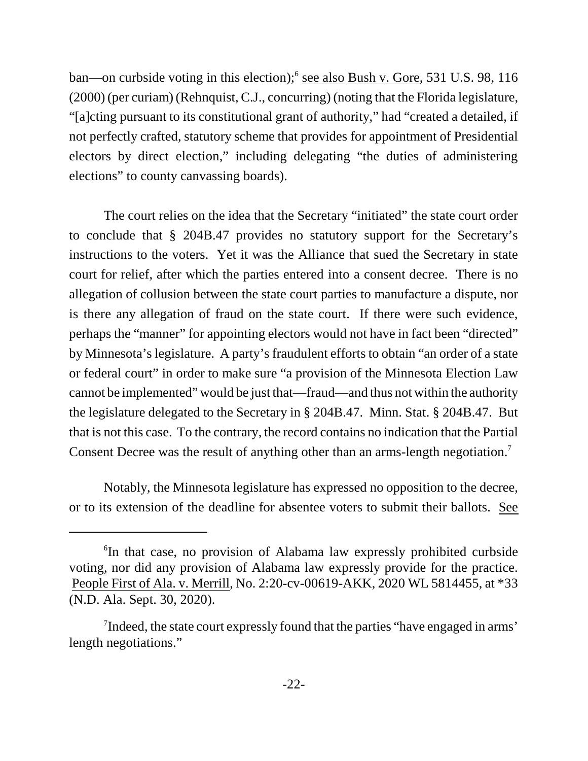ban—on curbside voting in this election);[6] see also Bush v. Gore, 531 U.S. 98, 116 (2000) (per curiam) (Rehnquist, C.J., concurring) (noting that the Florida legislature, "[a]cting pursuant to its constitutional grant of authority," had "created a detailed, if not perfectly crafted, statutory scheme that provides for appointment of Presidential electors by direct election," including delegating "the duties of administering elections" to county canvassing boards).

The court relies on the idea that the Secretary "initiated" the state court order to conclude that § 204B.47 provides no statutory support for the Secretary's instructions to the voters. Yet it was the Alliance that sued the Secretary in state court for relief, after which the parties entered into a consent decree. There is no allegation of collusion between the state court parties to manufacture a dispute, nor is there any allegation of fraud on the state court. If there were such evidence, perhaps the "manner" for appointing electors would not have in fact been "directed" by Minnesota's legislature. A party's fraudulent efforts to obtain "an order of a state or federal court" in order to make sure "a provision of the Minnesota Election Law cannot be implemented" would be just that—fraud—and thus not within the authority the legislature delegated to the Secretary in § 204B.47. Minn. Stat. § 204B.47. But that is not this case. To the contrary, the record contains no indication that the Partial Consent Decree was the result of anything other than an arms-length negotiation.[7]

Notably, the Minnesota legislature has expressed no opposition to the decree, or to its extension of the deadline for absentee voters to submit their ballots. See

---

[6] In that case, no provision of Alabama law expressly prohibited curbside voting, nor did any provision of Alabama law expressly provide for the practice. People First of Ala. v. Merrill, No. 2:20-cv-00619-AKK, 2020 WL 5814455, at *33 (N.D. Ala. Sept. 30, 2020).

[7] Indeed, the state court expressly found that the parties "have engaged in arms' length negotiations."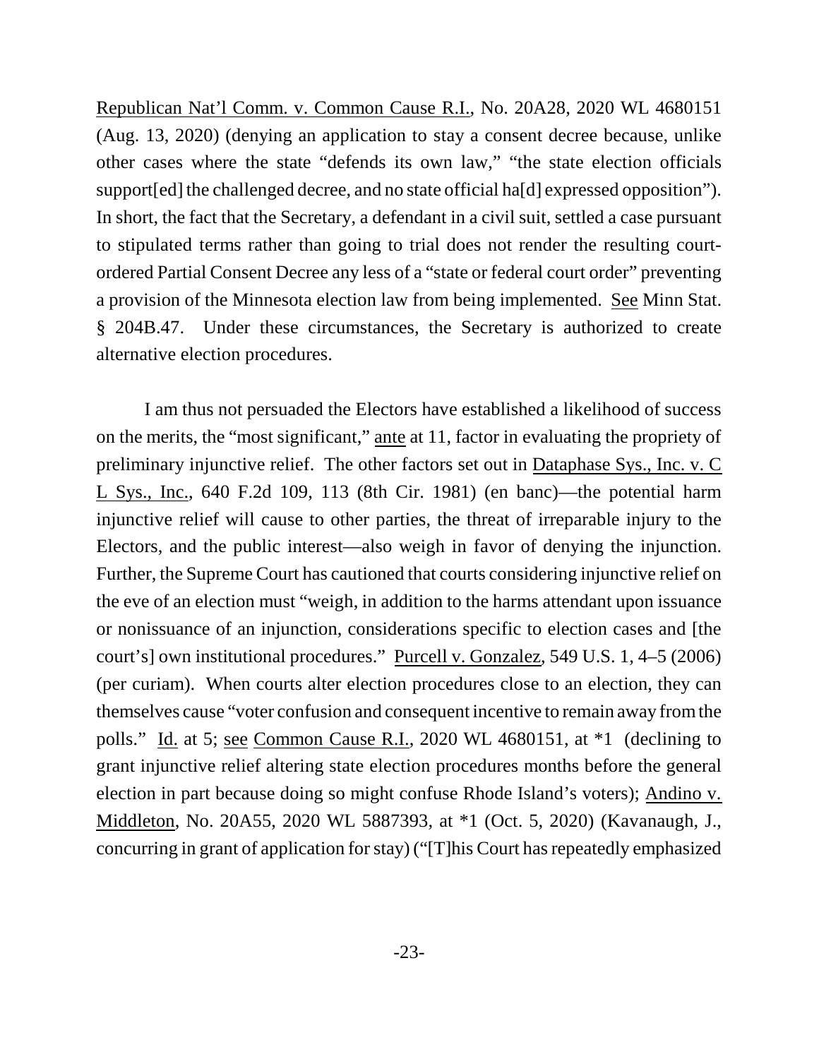Republican Nat'l Comm. v. Common Cause R.I., No. 20A28, 2020 WL 4680151 (Aug. 13, 2020) (denying an application to stay a consent decree because, unlike other cases where the state "defends its own law," "the state election officials support[ed] the challenged decree, and no state official ha[d] expressed opposition"). In short, the fact that the Secretary, a defendant in a civil suit, settled a case pursuant to stipulated terms rather than going to trial does not render the resulting court-ordered Partial Consent Decree any less of a "state or federal court order" preventing a provision of the Minnesota election law from being implemented. See Minn Stat. § 204B.47. Under these circumstances, the Secretary is authorized to create alternative election procedures.

I am thus not persuaded the Electors have established a likelihood of success on the merits, the "most significant," ante at 11, factor in evaluating the propriety of preliminary injunctive relief. The other factors set out in Dataphase Sys., Inc. v. C L Sys., Inc., 640 F.2d 109, 113 (8th Cir. 1981) (en banc)—the potential harm injunctive relief will cause to other parties, the threat of irreparable injury to the Electors, and the public interest—also weigh in favor of denying the injunction. Further, the Supreme Court has cautioned that courts considering injunctive relief on the eve of an election must "weigh, in addition to the harms attendant upon issuance or nonissuance of an injunction, considerations specific to election cases and [the court's] own institutional procedures." Purcell v. Gonzalez, 549 U.S. 1, 4–5 (2006) (per curiam). When courts alter election procedures close to an election, they can themselves cause "voter confusion and consequent incentive to remain away from the polls." Id. at 5; see Common Cause R.I., 2020 WL 4680151, at *1 (declining to grant injunctive relief altering state election procedures months before the general election in part because doing so might confuse Rhode Island's voters); Andino v. Middleton, No. 20A55, 2020 WL 5887393, at *1 (Oct. 5, 2020) (Kavanaugh, J., concurring in grant of application for stay) ("[T]his Court has repeatedly emphasized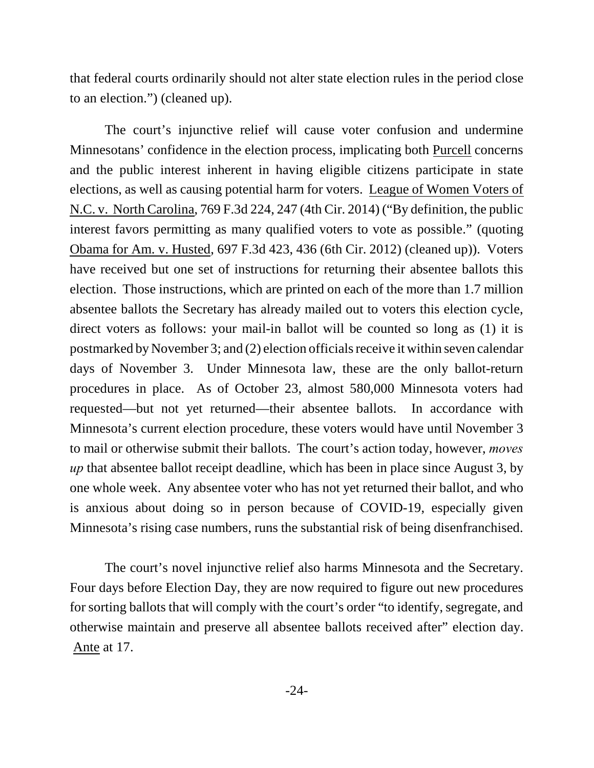that federal courts ordinarily should not alter state election rules in the period close to an election.") (cleaned up).

The court's injunctive relief will cause voter confusion and undermine Minnesotans' confidence in the election process, implicating both Purcell concerns and the public interest inherent in having eligible citizens participate in state elections, as well as causing potential harm for voters. League of Women Voters of N.C. v. North Carolina, 769 F.3d 224, 247 (4th Cir. 2014) ("By definition, the public interest favors permitting as many qualified voters to vote as possible." (quoting Obama for Am. v. Husted, 697 F.3d 423, 436 (6th Cir. 2012) (cleaned up)). Voters have received but one set of instructions for returning their absentee ballots this election. Those instructions, which are printed on each of the more than 1.7 million absentee ballots the Secretary has already mailed out to voters this election cycle, direct voters as follows: your mail-in ballot will be counted so long as (1) it is postmarked by November 3; and (2) election officials receive it within seven calendar days of November 3. Under Minnesota law, these are the only ballot-return procedures in place. As of October 23, almost 580,000 Minnesota voters had requested—but not yet returned—their absentee ballots. In accordance with Minnesota's current election procedure, these voters would have until November 3 to mail or otherwise submit their ballots. The court's action today, however, *moves up* that absentee ballot receipt deadline, which has been in place since August 3, by one whole week. Any absentee voter who has not yet returned their ballot, and who is anxious about doing so in person because of COVID-19, especially given Minnesota's rising case numbers, runs the substantial risk of being disenfranchised.

The court's novel injunctive relief also harms Minnesota and the Secretary. Four days before Election Day, they are now required to figure out new procedures for sorting ballots that will comply with the court's order "to identify, segregate, and otherwise maintain and preserve all absentee ballots received after" election day. Ante at 17.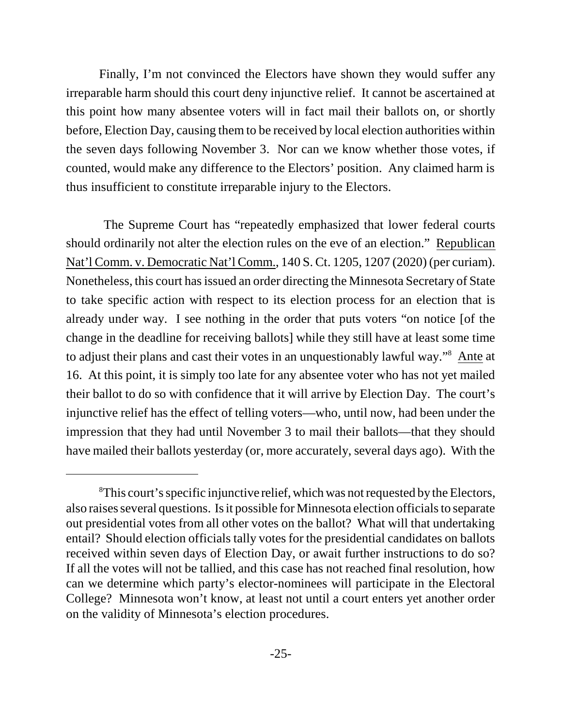Finally, I'm not convinced the Electors have shown they would suffer any irreparable harm should this court deny injunctive relief. It cannot be ascertained at this point how many absentee voters will in fact mail their ballots on, or shortly before, Election Day, causing them to be received by local election authorities within the seven days following November 3. Nor can we know whether those votes, if counted, would make any difference to the Electors' position. Any claimed harm is thus insufficient to constitute irreparable injury to the Electors.

The Supreme Court has "repeatedly emphasized that lower federal courts should ordinarily not alter the election rules on the eve of an election." Republican Nat'l Comm. v. Democratic Nat'l Comm., 140 S. Ct. 1205, 1207 (2020) (per curiam). Nonetheless, this court has issued an order directing the Minnesota Secretary of State to take specific action with respect to its election process for an election that is already under way. I see nothing in the order that puts voters "on notice [of the change in the deadline for receiving ballots] while they still have at least some time to adjust their plans and cast their votes in an unquestionably lawful way."[8] Ante at 16. At this point, it is simply too late for any absentee voter who has not yet mailed their ballot to do so with confidence that it will arrive by Election Day. The court's injunctive relief has the effect of telling voters—who, until now, had been under the impression that they had until November 3 to mail their ballots—that they should have mailed their ballots yesterday (or, more accurately, several days ago). With the

[8] This court's specific injunctive relief, which was not requested by the Electors, also raises several questions. Is it possible for Minnesota election officials to separate out presidential votes from all other votes on the ballot? What will that undertaking entail? Should election officials tally votes for the presidential candidates on ballots received within seven days of Election Day, or await further instructions to do so? If all the votes will not be tallied, and this case has not reached final resolution, how can we determine which party's elector-nominees will participate in the Electoral College? Minnesota won't know, at least not until a court enters yet another order on the validity of Minnesota's election procedures.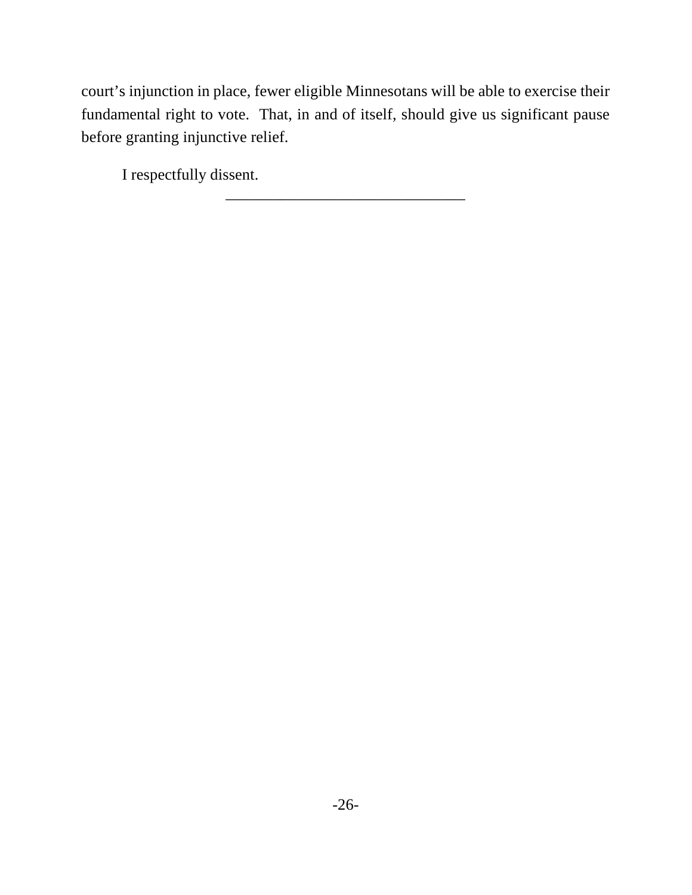court's injunction in place, fewer eligible Minnesotans will be able to exercise their fundamental right to vote. That, in and of itself, should give us significant pause before granting injunctive relief.

I respectfully dissent.

______________________________